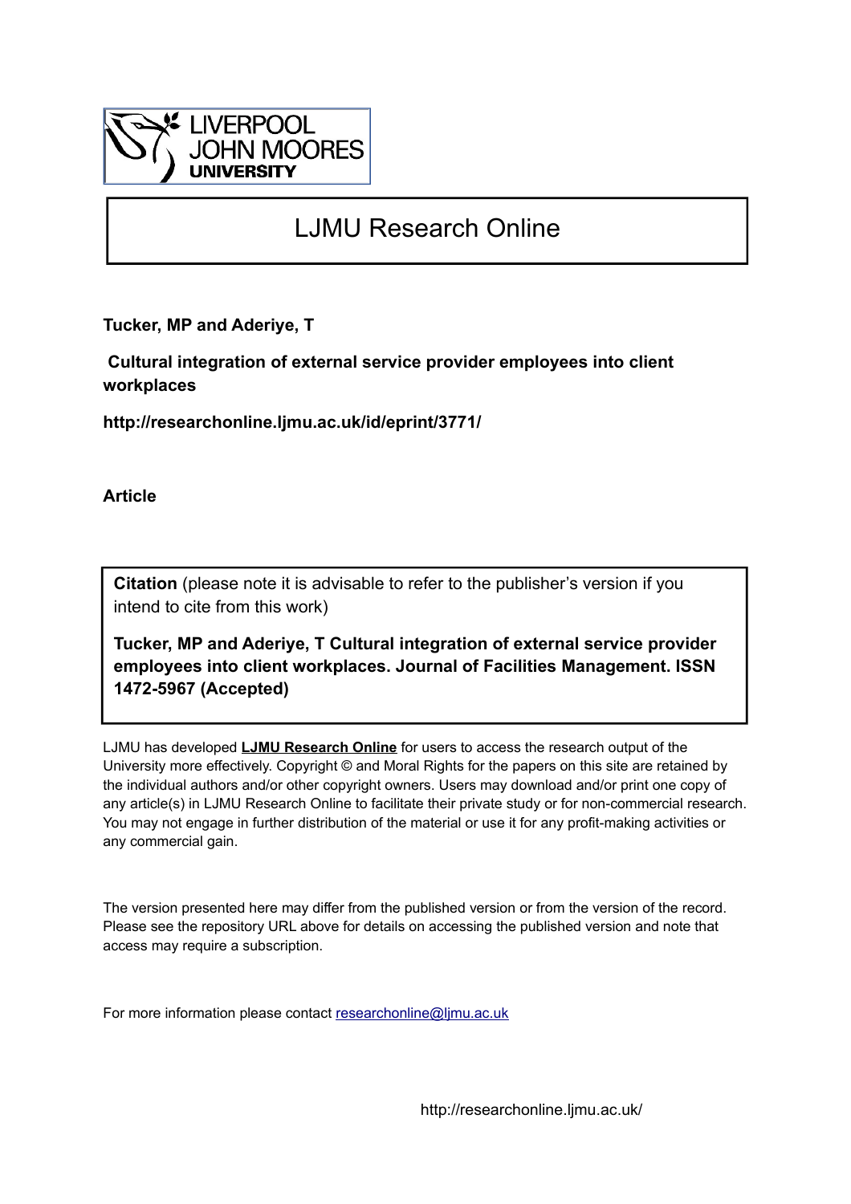LIVERPOOL JOHN MOORES UNIVERSITY

# LJMU Research Online

**Tucker, MP and Aderiye, T**

**Cultural integration of external service provider employees into client workplaces**

**http://researchonline.ljmu.ac.uk/id/eprint/3771/**

**Article**

**Citation** (please note it is advisable to refer to the publisher's version if you intend to cite from this work)

**Tucker, MP and Aderiye, T Cultural integration of external service provider employees into client workplaces. Journal of Facilities Management. ISSN 1472-5967 (Accepted)**

LJMU has developed **LJMU Research Online** for users to access the research output of the University more effectively. Copyright © and Moral Rights for the papers on this site are retained by the individual authors and/or other copyright owners. Users may download and/or print one copy of any article(s) in LJMU Research Online to facilitate their private study or for non-commercial research. You may not engage in further distribution of the material or use it for any profit-making activities or any commercial gain.

The version presented here may differ from the published version or from the version of the record. Please see the repository URL above for details on accessing the published version and note that access may require a subscription.

For more information please contact researchonline@ljmu.ac.uk

http://researchonline.ljmu.ac.uk/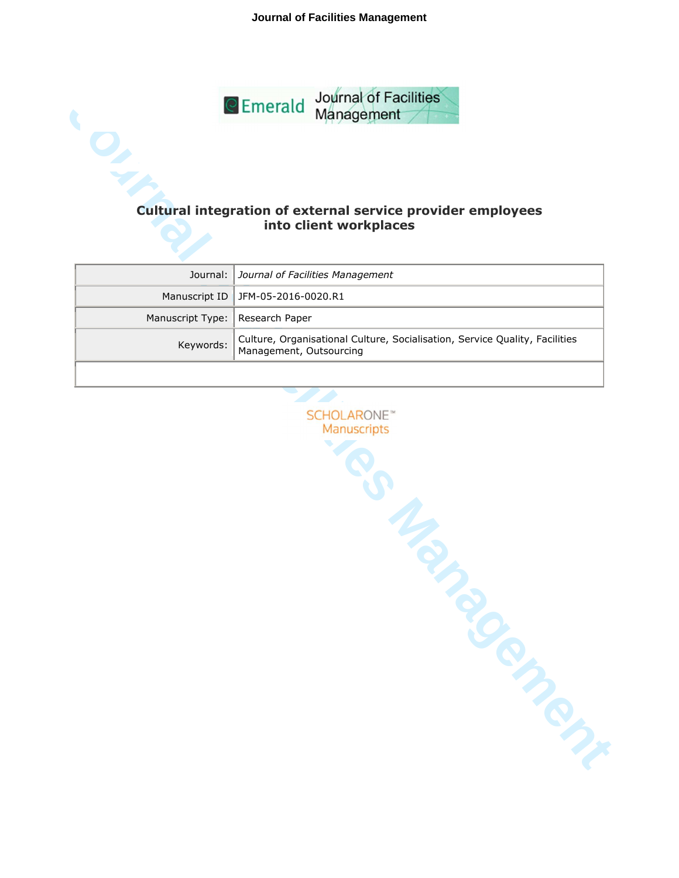# Cultural integration of external service provider employees into client workplaces

| | |
|---|---|
| Journal: | *Journal of Facilities Management* |
| Manuscript ID | JFM-05-2016-0020.R1 |
| Manuscript Type: | Research Paper |
| Keywords: | Culture, Organisational Culture, Socialisation, Service Quality, Facilities Management, Outsourcing |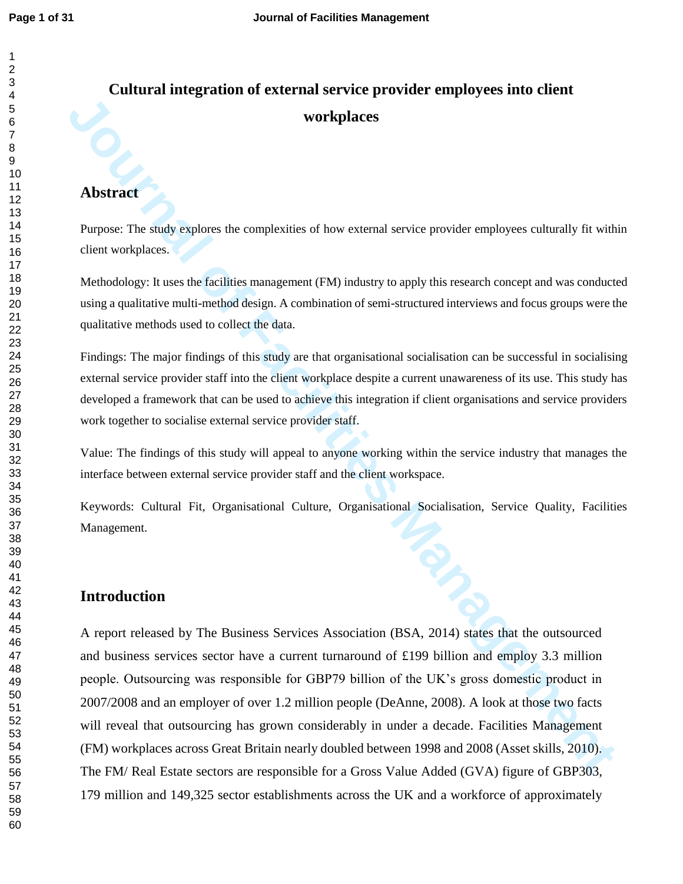# Cultural integration of external service provider employees into client workplaces

## Abstract

Purpose: The study explores the complexities of how external service provider employees culturally fit within client workplaces.

Methodology: It uses the facilities management (FM) industry to apply this research concept and was conducted using a qualitative multi-method design. A combination of semi-structured interviews and focus groups were the qualitative methods used to collect the data.

Findings: The major findings of this study are that organisational socialisation can be successful in socialising external service provider staff into the client workplace despite a current unawareness of its use. This study has developed a framework that can be used to achieve this integration if client organisations and service providers work together to socialise external service provider staff.

Value: The findings of this study will appeal to anyone working within the service industry that manages the interface between external service provider staff and the client workspace.

Keywords: Cultural Fit, Organisational Culture, Organisational Socialisation, Service Quality, Facilities Management.

## Introduction

A report released by The Business Services Association (BSA, 2014) states that the outsourced and business services sector have a current turnaround of £199 billion and employ 3.3 million people. Outsourcing was responsible for GBP79 billion of the UK's gross domestic product in 2007/2008 and an employer of over 1.2 million people (DeAnne, 2008). A look at those two facts will reveal that outsourcing has grown considerably in under a decade. Facilities Management (FM) workplaces across Great Britain nearly doubled between 1998 and 2008 (Asset skills, 2010). The FM/ Real Estate sectors are responsible for a Gross Value Added (GVA) figure of GBP303, 179 million and 149,325 sector establishments across the UK and a workforce of approximately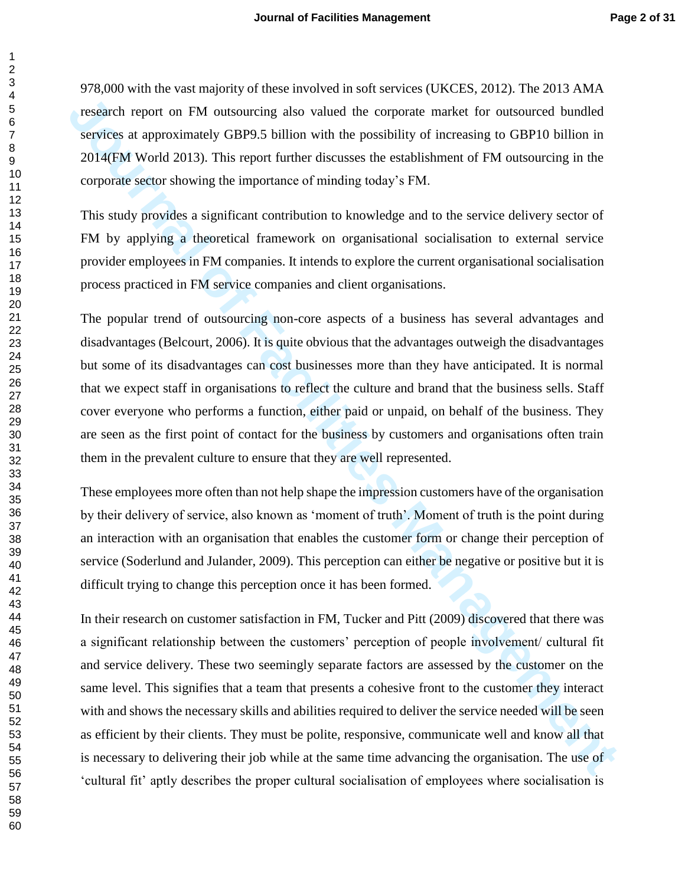978,000 with the vast majority of these involved in soft services (UKCES, 2012). The 2013 AMA research report on FM outsourcing also valued the corporate market for outsourced bundled services at approximately GBP9.5 billion with the possibility of increasing to GBP10 billion in 2014(FM World 2013). This report further discusses the establishment of FM outsourcing in the corporate sector showing the importance of minding today's FM.

This study provides a significant contribution to knowledge and to the service delivery sector of FM by applying a theoretical framework on organisational socialisation to external service provider employees in FM companies. It intends to explore the current organisational socialisation process practiced in FM service companies and client organisations.

The popular trend of outsourcing non-core aspects of a business has several advantages and disadvantages (Belcourt, 2006). It is quite obvious that the advantages outweigh the disadvantages but some of its disadvantages can cost businesses more than they have anticipated. It is normal that we expect staff in organisations to reflect the culture and brand that the business sells. Staff cover everyone who performs a function, either paid or unpaid, on behalf of the business. They are seen as the first point of contact for the business by customers and organisations often train them in the prevalent culture to ensure that they are well represented.

These employees more often than not help shape the impression customers have of the organisation by their delivery of service, also known as 'moment of truth'. Moment of truth is the point during an interaction with an organisation that enables the customer form or change their perception of service (Soderlund and Julander, 2009). This perception can either be negative or positive but it is difficult trying to change this perception once it has been formed.

In their research on customer satisfaction in FM, Tucker and Pitt (2009) discovered that there was a significant relationship between the customers' perception of people involvement/ cultural fit and service delivery. These two seemingly separate factors are assessed by the customer on the same level. This signifies that a team that presents a cohesive front to the customer they interact with and shows the necessary skills and abilities required to deliver the service needed will be seen as efficient by their clients. They must be polite, responsive, communicate well and know all that is necessary to delivering their job while at the same time advancing the organisation. The use of 'cultural fit' aptly describes the proper cultural socialisation of employees where socialisation is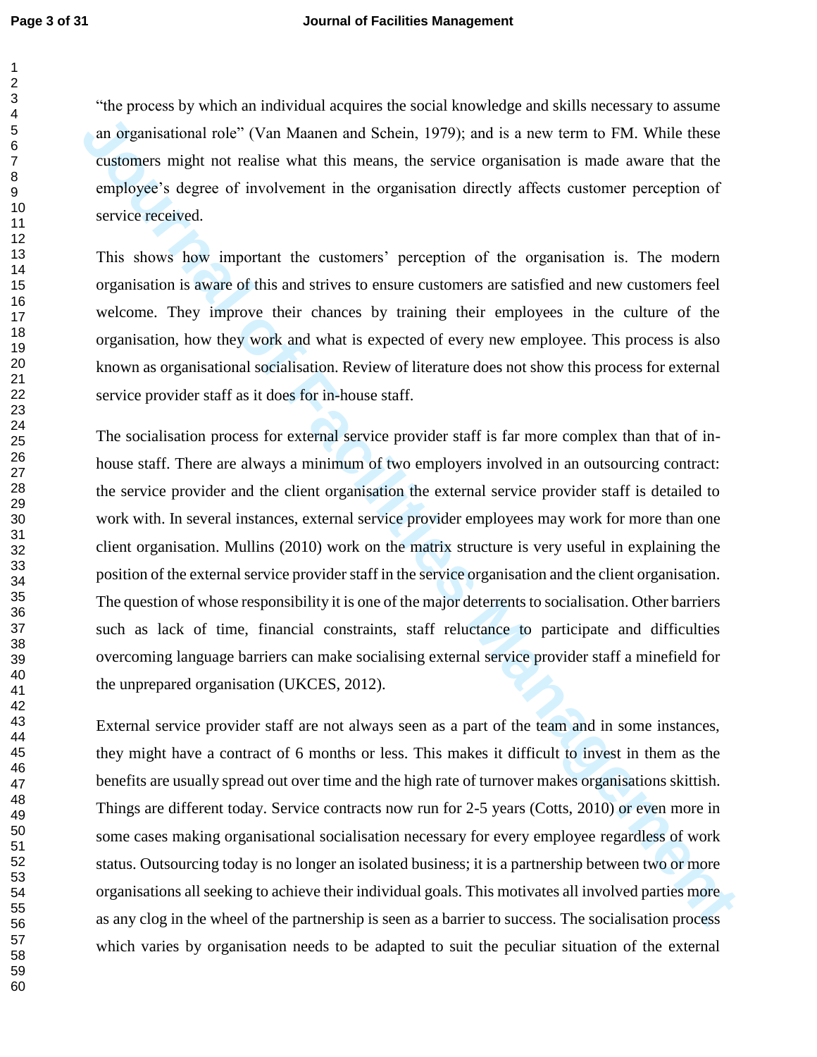"the process by which an individual acquires the social knowledge and skills necessary to assume an organisational role" (Van Maanen and Schein, 1979); and is a new term to FM. While these customers might not realise what this means, the service organisation is made aware that the employee's degree of involvement in the organisation directly affects customer perception of service received.

This shows how important the customers' perception of the organisation is. The modern organisation is aware of this and strives to ensure customers are satisfied and new customers feel welcome. They improve their chances by training their employees in the culture of the organisation, how they work and what is expected of every new employee. This process is also known as organisational socialisation. Review of literature does not show this process for external service provider staff as it does for in-house staff.

The socialisation process for external service provider staff is far more complex than that of in-house staff. There are always a minimum of two employers involved in an outsourcing contract: the service provider and the client organisation the external service provider staff is detailed to work with. In several instances, external service provider employees may work for more than one client organisation. Mullins (2010) work on the matrix structure is very useful in explaining the position of the external service provider staff in the service organisation and the client organisation. The question of whose responsibility it is one of the major deterrents to socialisation. Other barriers such as lack of time, financial constraints, staff reluctance to participate and difficulties overcoming language barriers can make socialising external service provider staff a minefield for the unprepared organisation (UKCES, 2012).

External service provider staff are not always seen as a part of the team and in some instances, they might have a contract of 6 months or less. This makes it difficult to invest in them as the benefits are usually spread out over time and the high rate of turnover makes organisations skittish. Things are different today. Service contracts now run for 2-5 years (Cotts, 2010) or even more in some cases making organisational socialisation necessary for every employee regardless of work status. Outsourcing today is no longer an isolated business; it is a partnership between two or more organisations all seeking to achieve their individual goals. This motivates all involved parties more as any clog in the wheel of the partnership is seen as a barrier to success. The socialisation process which varies by organisation needs to be adapted to suit the peculiar situation of the external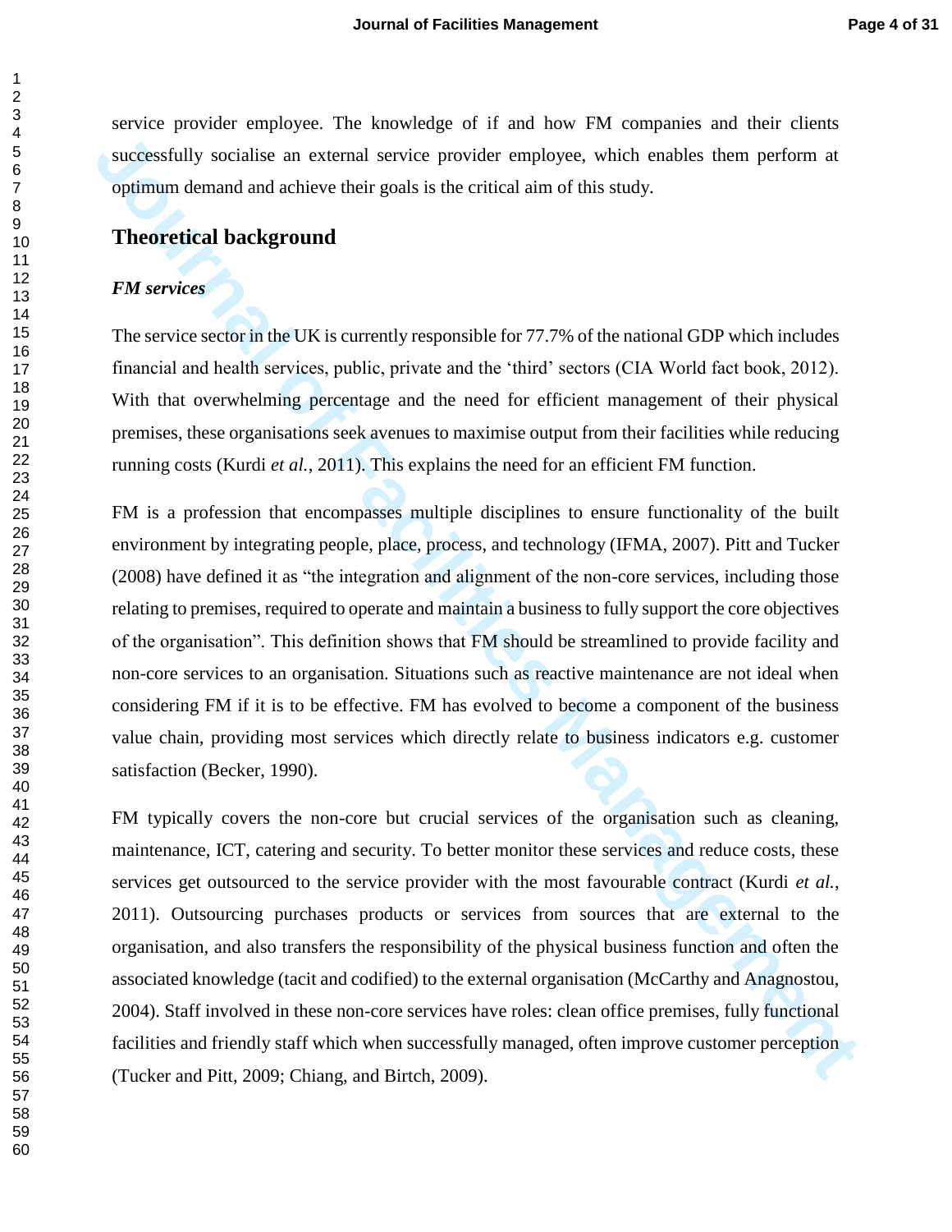service provider employee. The knowledge of if and how FM companies and their clients successfully socialise an external service provider employee, which enables them perform at optimum demand and achieve their goals is the critical aim of this study.

## Theoretical background

### *FM services*

The service sector in the UK is currently responsible for 77.7% of the national GDP which includes financial and health services, public, private and the 'third' sectors (CIA World fact book, 2012). With that overwhelming percentage and the need for efficient management of their physical premises, these organisations seek avenues to maximise output from their facilities while reducing running costs (Kurdi *et al.*, 2011). This explains the need for an efficient FM function.

FM is a profession that encompasses multiple disciplines to ensure functionality of the built environment by integrating people, place, process, and technology (IFMA, 2007). Pitt and Tucker (2008) have defined it as "the integration and alignment of the non-core services, including those relating to premises, required to operate and maintain a business to fully support the core objectives of the organisation". This definition shows that FM should be streamlined to provide facility and non-core services to an organisation. Situations such as reactive maintenance are not ideal when considering FM if it is to be effective. FM has evolved to become a component of the business value chain, providing most services which directly relate to business indicators e.g. customer satisfaction (Becker, 1990).

FM typically covers the non-core but crucial services of the organisation such as cleaning, maintenance, ICT, catering and security. To better monitor these services and reduce costs, these services get outsourced to the service provider with the most favourable contract (Kurdi *et al.*, 2011). Outsourcing purchases products or services from sources that are external to the organisation, and also transfers the responsibility of the physical business function and often the associated knowledge (tacit and codified) to the external organisation (McCarthy and Anagnostou, 2004). Staff involved in these non-core services have roles: clean office premises, fully functional facilities and friendly staff which when successfully managed, often improve customer perception (Tucker and Pitt, 2009; Chiang, and Birtch, 2009).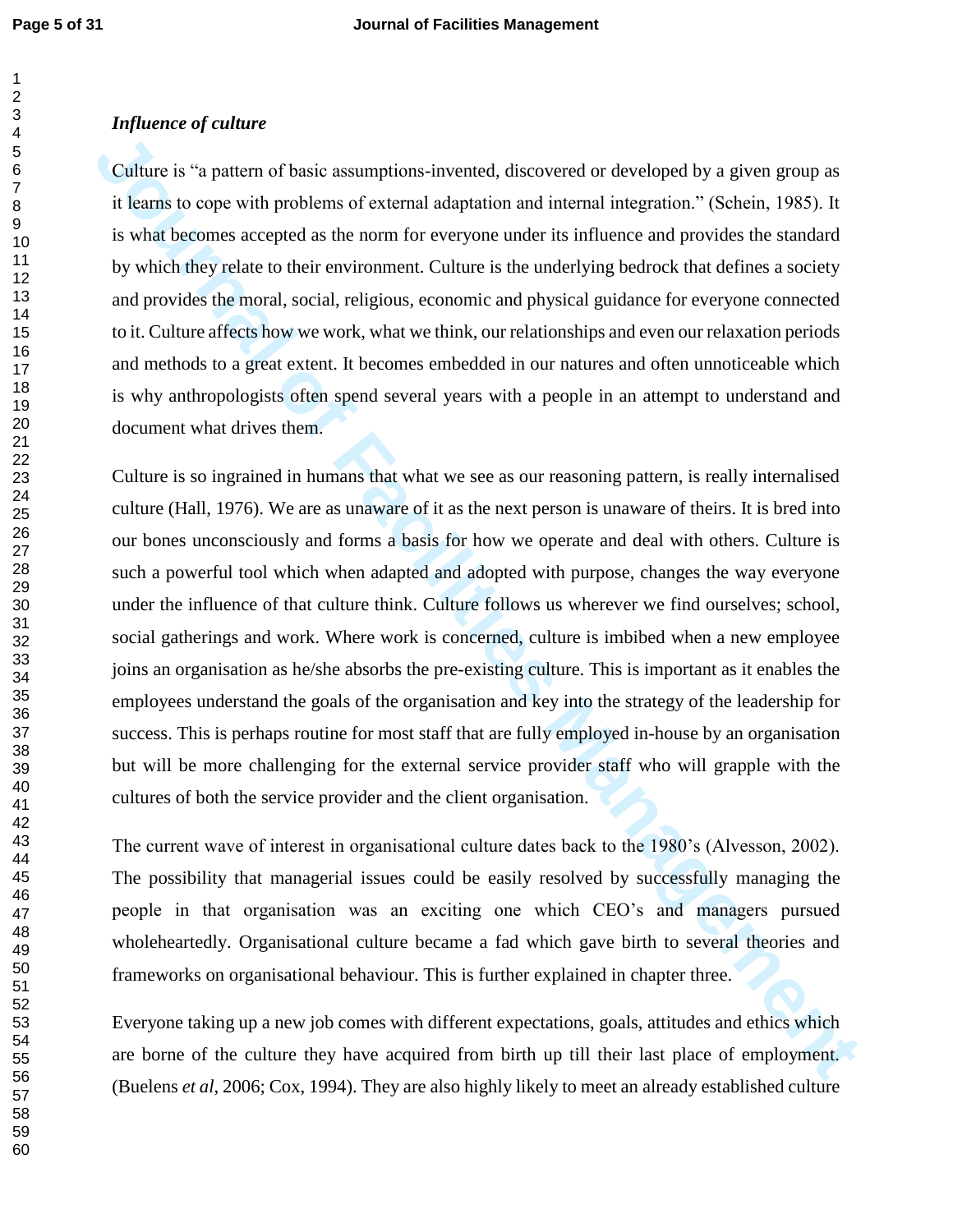### *Influence of culture*

Culture is "a pattern of basic assumptions-invented, discovered or developed by a given group as it learns to cope with problems of external adaptation and internal integration." (Schein, 1985). It is what becomes accepted as the norm for everyone under its influence and provides the standard by which they relate to their environment. Culture is the underlying bedrock that defines a society and provides the moral, social, religious, economic and physical guidance for everyone connected to it. Culture affects how we work, what we think, our relationships and even our relaxation periods and methods to a great extent. It becomes embedded in our natures and often unnoticeable which is why anthropologists often spend several years with a people in an attempt to understand and document what drives them.

Culture is so ingrained in humans that what we see as our reasoning pattern, is really internalised culture (Hall, 1976). We are as unaware of it as the next person is unaware of theirs. It is bred into our bones unconsciously and forms a basis for how we operate and deal with others. Culture is such a powerful tool which when adapted and adopted with purpose, changes the way everyone under the influence of that culture think. Culture follows us wherever we find ourselves; school, social gatherings and work. Where work is concerned, culture is imbibed when a new employee joins an organisation as he/she absorbs the pre-existing culture. This is important as it enables the employees understand the goals of the organisation and key into the strategy of the leadership for success. This is perhaps routine for most staff that are fully employed in-house by an organisation but will be more challenging for the external service provider staff who will grapple with the cultures of both the service provider and the client organisation.

The current wave of interest in organisational culture dates back to the 1980's (Alvesson, 2002). The possibility that managerial issues could be easily resolved by successfully managing the people in that organisation was an exciting one which CEO's and managers pursued wholeheartedly. Organisational culture became a fad which gave birth to several theories and frameworks on organisational behaviour. This is further explained in chapter three.

Everyone taking up a new job comes with different expectations, goals, attitudes and ethics which are borne of the culture they have acquired from birth up till their last place of employment. (Buelens *et al*, 2006; Cox, 1994). They are also highly likely to meet an already established culture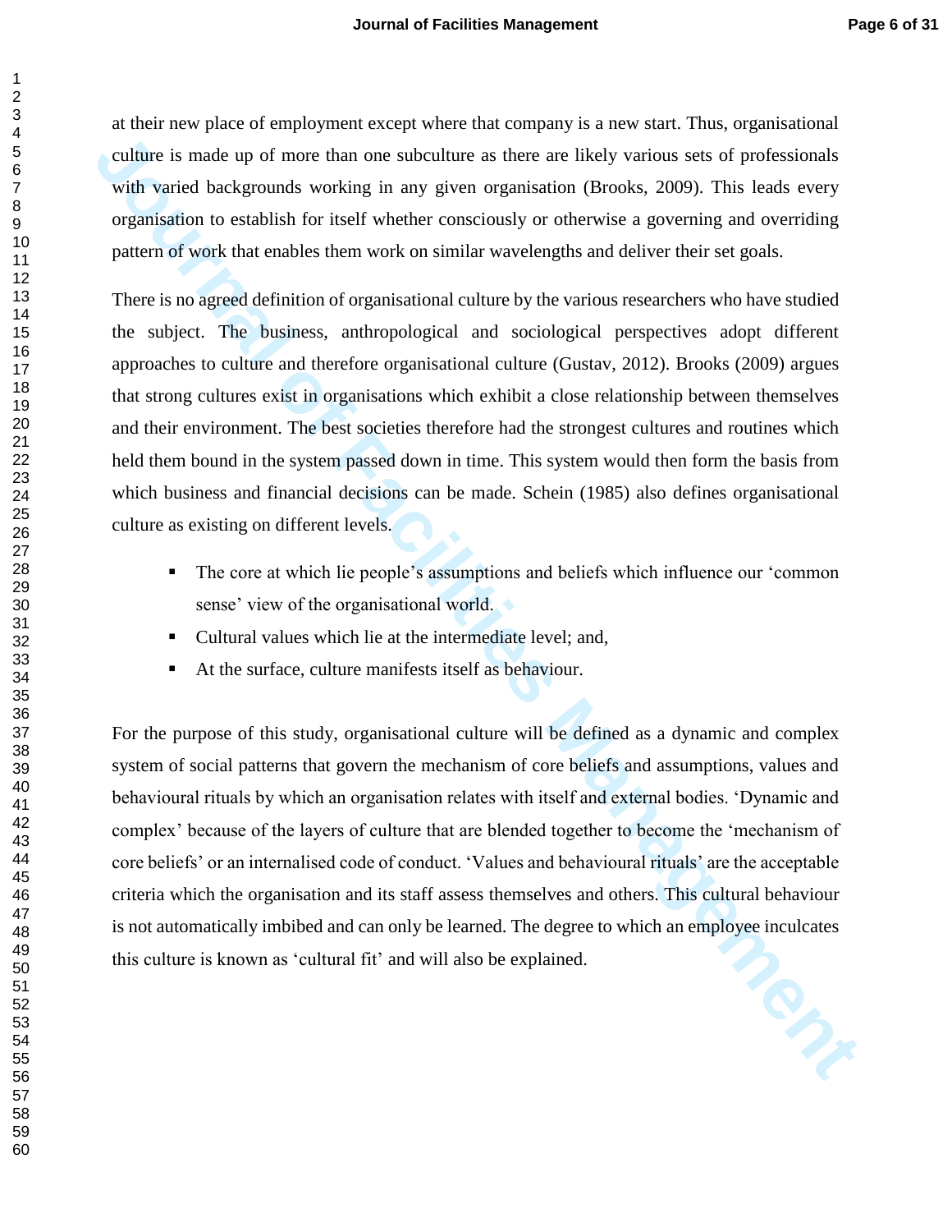at their new place of employment except where that company is a new start. Thus, organisational culture is made up of more than one subculture as there are likely various sets of professionals with varied backgrounds working in any given organisation (Brooks, 2009). This leads every organisation to establish for itself whether consciously or otherwise a governing and overriding pattern of work that enables them work on similar wavelengths and deliver their set goals.

There is no agreed definition of organisational culture by the various researchers who have studied the subject. The business, anthropological and sociological perspectives adopt different approaches to culture and therefore organisational culture (Gustav, 2012). Brooks (2009) argues that strong cultures exist in organisations which exhibit a close relationship between themselves and their environment. The best societies therefore had the strongest cultures and routines which held them bound in the system passed down in time. This system would then form the basis from which business and financial decisions can be made. Schein (1985) also defines organisational culture as existing on different levels.

- The core at which lie people's assumptions and beliefs which influence our 'common sense' view of the organisational world.
- Cultural values which lie at the intermediate level; and,
- At the surface, culture manifests itself as behaviour.

For the purpose of this study, organisational culture will be defined as a dynamic and complex system of social patterns that govern the mechanism of core beliefs and assumptions, values and behavioural rituals by which an organisation relates with itself and external bodies. 'Dynamic and complex' because of the layers of culture that are blended together to become the 'mechanism of core beliefs' or an internalised code of conduct. 'Values and behavioural rituals' are the acceptable criteria which the organisation and its staff assess themselves and others. This cultural behaviour is not automatically imbibed and can only be learned. The degree to which an employee inculcates this culture is known as 'cultural fit' and will also be explained.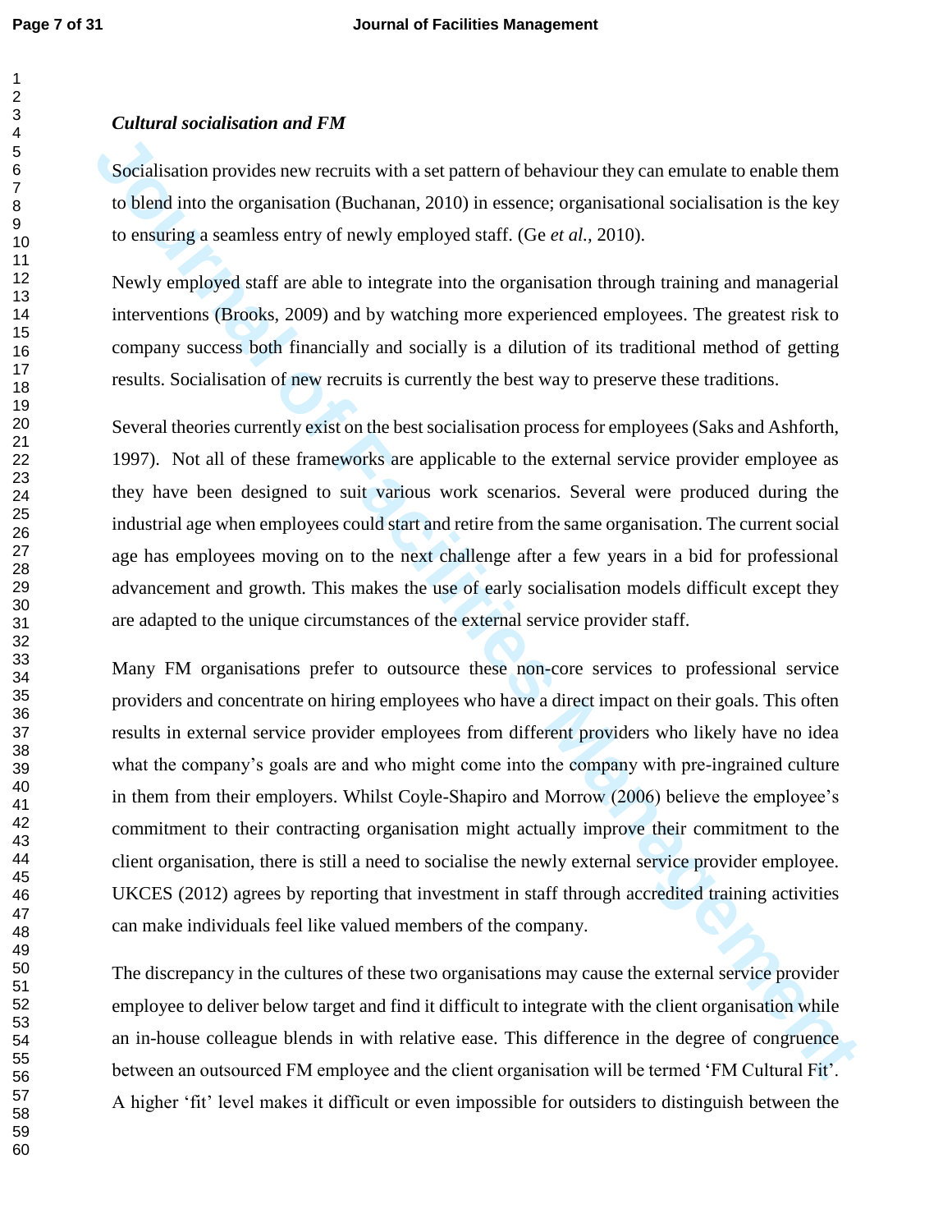***Cultural socialisation and FM***

Socialisation provides new recruits with a set pattern of behaviour they can emulate to enable them to blend into the organisation (Buchanan, 2010) in essence; organisational socialisation is the key to ensuring a seamless entry of newly employed staff. (Ge *et al.*, 2010).

Newly employed staff are able to integrate into the organisation through training and managerial interventions (Brooks, 2009) and by watching more experienced employees. The greatest risk to company success both financially and socially is a dilution of its traditional method of getting results. Socialisation of new recruits is currently the best way to preserve these traditions.

Several theories currently exist on the best socialisation process for employees (Saks and Ashforth, 1997). Not all of these frameworks are applicable to the external service provider employee as they have been designed to suit various work scenarios. Several were produced during the industrial age when employees could start and retire from the same organisation. The current social age has employees moving on to the next challenge after a few years in a bid for professional advancement and growth. This makes the use of early socialisation models difficult except they are adapted to the unique circumstances of the external service provider staff.

Many FM organisations prefer to outsource these non-core services to professional service providers and concentrate on hiring employees who have a direct impact on their goals. This often results in external service provider employees from different providers who likely have no idea what the company's goals are and who might come into the company with pre-ingrained culture in them from their employers. Whilst Coyle-Shapiro and Morrow (2006) believe the employee's commitment to their contracting organisation might actually improve their commitment to the client organisation, there is still a need to socialise the newly external service provider employee. UKCES (2012) agrees by reporting that investment in staff through accredited training activities can make individuals feel like valued members of the company.

The discrepancy in the cultures of these two organisations may cause the external service provider employee to deliver below target and find it difficult to integrate with the client organisation while an in-house colleague blends in with relative ease. This difference in the degree of congruence between an outsourced FM employee and the client organisation will be termed 'FM Cultural Fit'. A higher 'fit' level makes it difficult or even impossible for outsiders to distinguish between the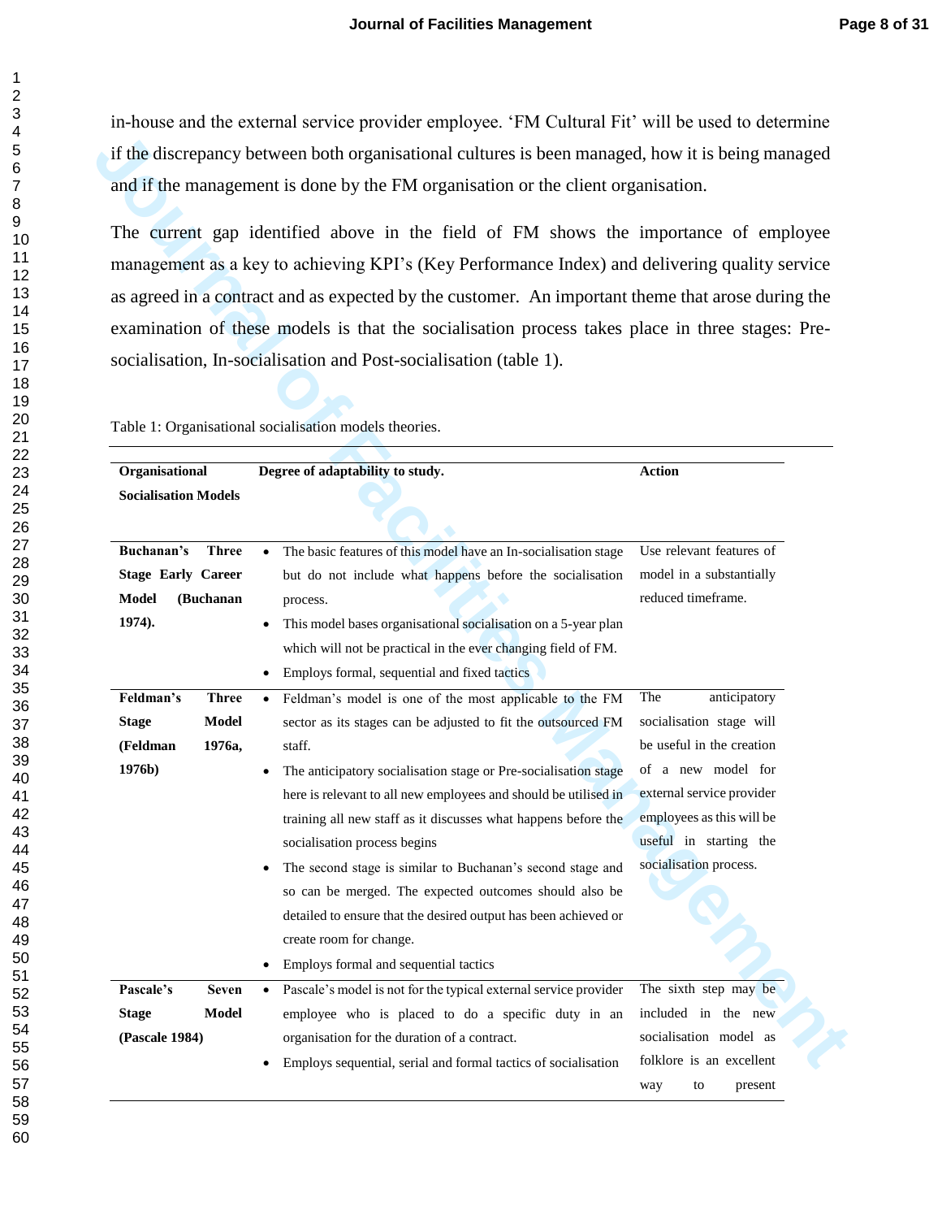in-house and the external service provider employee. 'FM Cultural Fit' will be used to determine if the discrepancy between both organisational cultures is been managed, how it is being managed and if the management is done by the FM organisation or the client organisation.

The current gap identified above in the field of FM shows the importance of employee management as a key to achieving KPI's (Key Performance Index) and delivering quality service as agreed in a contract and as expected by the customer. An important theme that arose during the examination of these models is that the socialisation process takes place in three stages: Pre-socialisation, In-socialisation and Post-socialisation (table 1).

Table 1: Organisational socialisation models theories.

| Organisational Socialisation Models | Degree of adaptability to study. | Action |
|---|---|---|
| **Buchanan's Three Stage Early Career Model (Buchanan 1974).** | • The basic features of this model have an In-socialisation stage but do not include what happens before the socialisation process.<br>• This model bases organisational socialisation on a 5-year plan which will not be practical in the ever changing field of FM.<br>• Employs formal, sequential and fixed tactics | Use relevant features of model in a substantially reduced timeframe. |
| **Feldman's Three Stage Model (Feldman 1976a, 1976b)** | • Feldman's model is one of the most applicable to the FM sector as its stages can be adjusted to fit the outsourced FM staff.<br>• The anticipatory socialisation stage or Pre-socialisation stage here is relevant to all new employees and should be utilised in training all new staff as it discusses what happens before the socialisation process begins<br>• The second stage is similar to Buchanan's second stage and so can be merged. The expected outcomes should also be detailed to ensure that the desired output has been achieved or create room for change.<br>• Employs formal and sequential tactics | The anticipatory socialisation stage will be useful in the creation of a new model for external service provider employees as this will be useful in starting the socialisation process. |
| **Pascale's Seven Stage Model (Pascale 1984)** | • Pascale's model is not for the typical external service provider employee who is placed to do a specific duty in an organisation for the duration of a contract.<br>• Employs sequential, serial and formal tactics of socialisation | The sixth step may be included in the new socialisation model as folklore is an excellent way to present |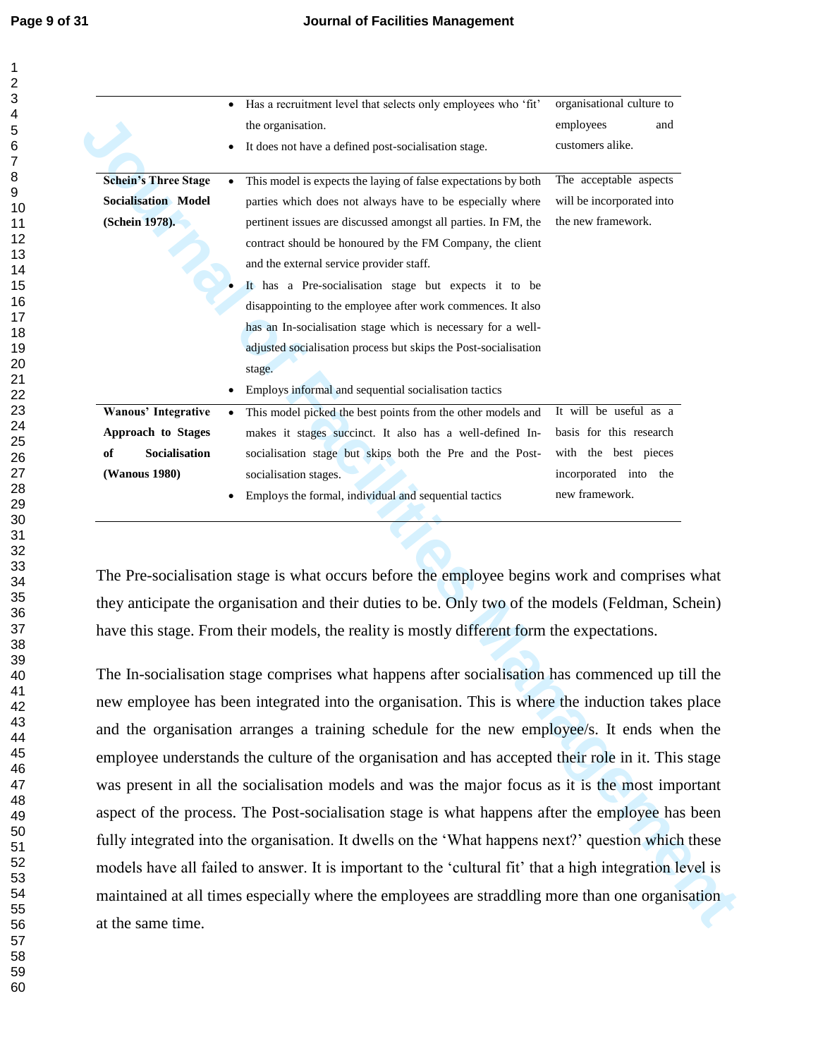| | | |
|---|---|---|
| | • Has a recruitment level that selects only employees who 'fit' the organisation.<br>• It does not have a defined post-socialisation stage. | organisational culture to employees and customers alike. |
| **Schein's Three Stage Socialisation Model (Schein 1978).** | • This model is expects the laying of false expectations by both parties which does not always have to be especially where pertinent issues are discussed amongst all parties. In FM, the contract should be honoured by the FM Company, the client and the external service provider staff.<br>• It has a Pre-socialisation stage but expects it to be disappointing to the employee after work commences. It also has an In-socialisation stage which is necessary for a well-adjusted socialisation process but skips the Post-socialisation stage.<br>• Employs informal and sequential socialisation tactics | The acceptable aspects will be incorporated into the new framework. |
| **Wanous' Integrative Approach to Stages of Socialisation (Wanous 1980)** | • This model picked the best points from the other models and makes it stages succinct. It also has a well-defined In-socialisation stage but skips both the Pre and the Post-socialisation stages.<br>• Employs the formal, individual and sequential tactics | It will be useful as a basis for this research with the best pieces incorporated into the new framework. |

The Pre-socialisation stage is what occurs before the employee begins work and comprises what they anticipate the organisation and their duties to be. Only two of the models (Feldman, Schein) have this stage. From their models, the reality is mostly different form the expectations.

The In-socialisation stage comprises what happens after socialisation has commenced up till the new employee has been integrated into the organisation. This is where the induction takes place and the organisation arranges a training schedule for the new employee/s. It ends when the employee understands the culture of the organisation and has accepted their role in it. This stage was present in all the socialisation models and was the major focus as it is the most important aspect of the process. The Post-socialisation stage is what happens after the employee has been fully integrated into the organisation. It dwells on the 'What happens next?' question which these models have all failed to answer. It is important to the 'cultural fit' that a high integration level is maintained at all times especially where the employees are straddling more than one organisation at the same time.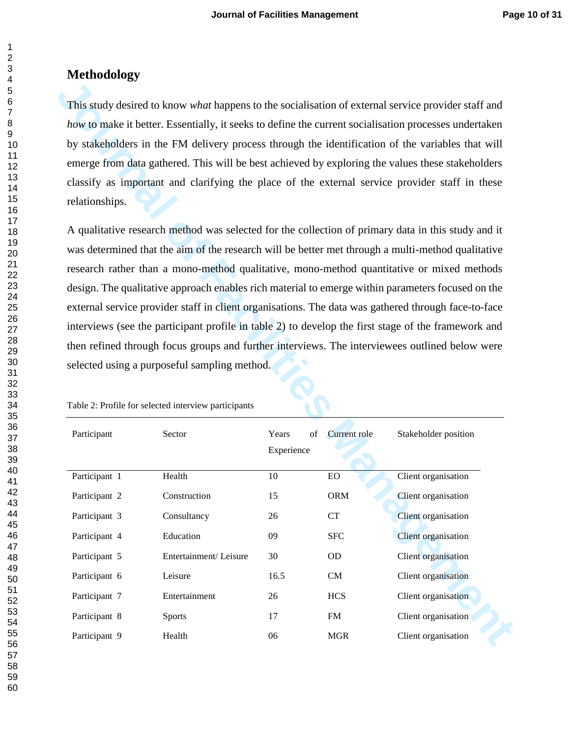## Methodology

This study desired to know *what* happens to the socialisation of external service provider staff and *how* to make it better. Essentially, it seeks to define the current socialisation processes undertaken by stakeholders in the FM delivery process through the identification of the variables that will emerge from data gathered. This will be best achieved by exploring the values these stakeholders classify as important and clarifying the place of the external service provider staff in these relationships.

A qualitative research method was selected for the collection of primary data in this study and it was determined that the aim of the research will be better met through a multi-method qualitative research rather than a mono-method qualitative, mono-method quantitative or mixed methods design. The qualitative approach enables rich material to emerge within parameters focused on the external service provider staff in client organisations. The data was gathered through face-to-face interviews (see the participant profile in table 2) to develop the first stage of the framework and then refined through focus groups and further interviews. The interviewees outlined below were selected using a purposeful sampling method.

Table 2: Profile for selected interview participants

| Participant | Sector | Years of Experience | Current role | Stakeholder position |
|---|---|---|---|---|
| Participant 1 | Health | 10 | EO | Client organisation |
| Participant 2 | Construction | 15 | ORM | Client organisation |
| Participant 3 | Consultancy | 26 | CT | Client organisation |
| Participant 4 | Education | 09 | SFC | Client organisation |
| Participant 5 | Entertainment/ Leisure | 30 | OD | Client organisation |
| Participant 6 | Leisure | 16.5 | CM | Client organisation |
| Participant 7 | Entertainment | 26 | HCS | Client organisation |
| Participant 8 | Sports | 17 | FM | Client organisation |
| Participant 9 | Health | 06 | MGR | Client organisation |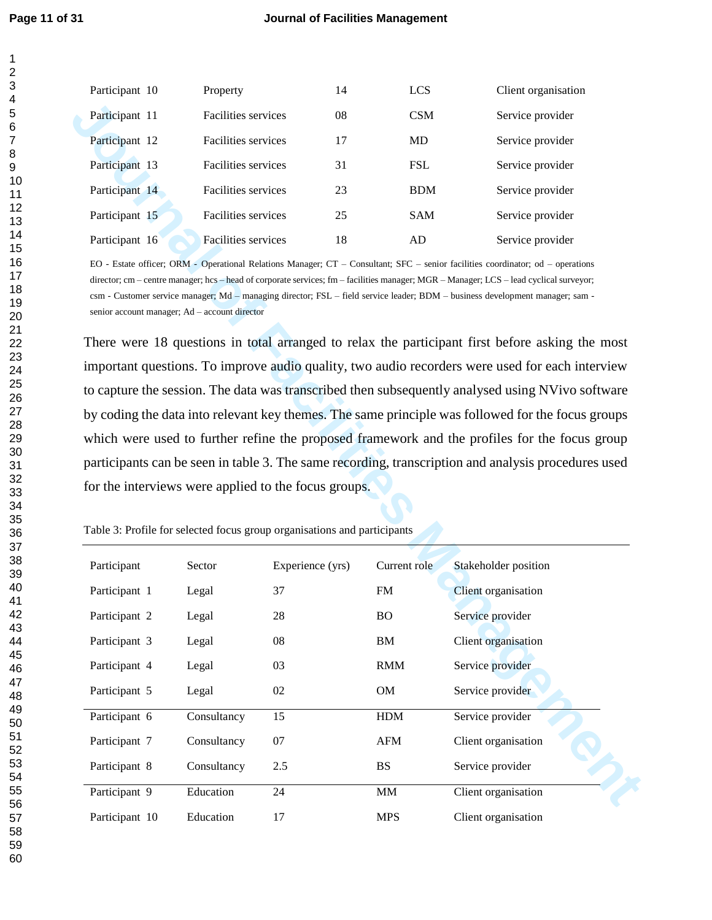| Participant 10 | Property | 14 | LCS | Client organisation |
|---|---|---|---|---|
| Participant 11 | Facilities services | 08 | CSM | Service provider |
| Participant 12 | Facilities services | 17 | MD | Service provider |
| Participant 13 | Facilities services | 31 | FSL | Service provider |
| Participant 14 | Facilities services | 23 | BDM | Service provider |
| Participant 15 | Facilities services | 25 | SAM | Service provider |
| Participant 16 | Facilities services | 18 | AD | Service provider |

EO - Estate officer; ORM - Operational Relations Manager; CT – Consultant; SFC – senior facilities coordinator; od – operations director; cm – centre manager; hcs – head of corporate services; fm – facilities manager; MGR – Manager; LCS – lead cyclical surveyor; csm - Customer service manager; Md – managing director; FSL – field service leader; BDM – business development manager; sam - senior account manager; Ad – account director

There were 18 questions in total arranged to relax the participant first before asking the most important questions. To improve audio quality, two audio recorders were used for each interview to capture the session. The data was transcribed then subsequently analysed using NVivo software by coding the data into relevant key themes. The same principle was followed for the focus groups which were used to further refine the proposed framework and the profiles for the focus group participants can be seen in table 3. The same recording, transcription and analysis procedures used for the interviews were applied to the focus groups.

Table 3: Profile for selected focus group organisations and participants

| Participant | Sector | Experience (yrs) | Current role | Stakeholder position |
|---|---|---|---|---|
| Participant 1 | Legal | 37 | FM | Client organisation |
| Participant 2 | Legal | 28 | BO | Service provider |
| Participant 3 | Legal | 08 | BM | Client organisation |
| Participant 4 | Legal | 03 | RMM | Service provider |
| Participant 5 | Legal | 02 | OM | Service provider |
| Participant 6 | Consultancy | 15 | HDM | Service provider |
| Participant 7 | Consultancy | 07 | AFM | Client organisation |
| Participant 8 | Consultancy | 2.5 | BS | Service provider |
| Participant 9 | Education | 24 | MM | Client organisation |
| Participant 10 | Education | 17 | MPS | Client organisation |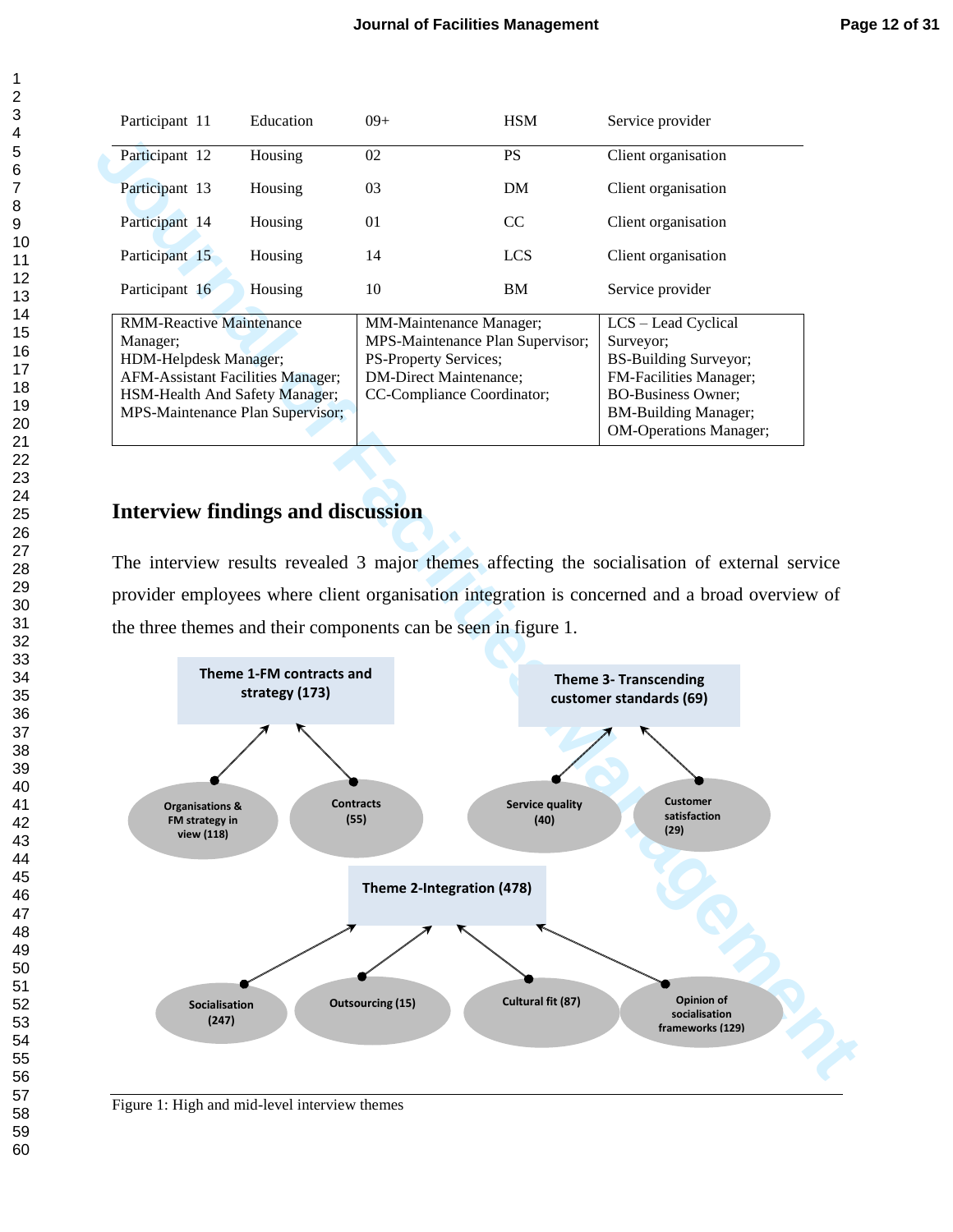| | | | | |
|---|---|---|---|---|
| Participant 11 | Education | 09+ | HSM | Service provider |
| Participant 12 | Housing | 02 | PS | Client organisation |
| Participant 13 | Housing | 03 | DM | Client organisation |
| Participant 14 | Housing | 01 | CC | Client organisation |
| Participant 15 | Housing | 14 | LCS | Client organisation |
| Participant 16 | Housing | 10 | BM | Service provider |

| | | |
|---|---|---|
| RMM-Reactive Maintenance Manager; HDM-Helpdesk Manager; AFM-Assistant Facilities Manager; HSM-Health And Safety Manager; MPS-Maintenance Plan Supervisor; | MM-Maintenance Manager; MPS-Maintenance Plan Supervisor; PS-Property Services; DM-Direct Maintenance; CC-Compliance Coordinator; | LCS – Lead Cyclical Surveyor; BS-Building Surveyor; FM-Facilities Manager; BO-Business Owner; BM-Building Manager; OM-Operations Manager; |

## Interview findings and discussion

The interview results revealed 3 major themes affecting the socialisation of external service provider employees where client organisation integration is concerned and a broad overview of the three themes and their components can be seen in figure 1.

Theme 1-FM contracts and strategy (173)
- Organisations & FM strategy in view (118)
- Contracts (55)

Theme 3- Transcending customer standards (69)
- Service quality (40)
- Customer satisfaction (29)

Theme 2-Integration (478)
- Socialisation (247)
- Outsourcing (15)
- Cultural fit (87)
- Opinion of socialisation frameworks (129)

Figure 1: High and mid-level interview themes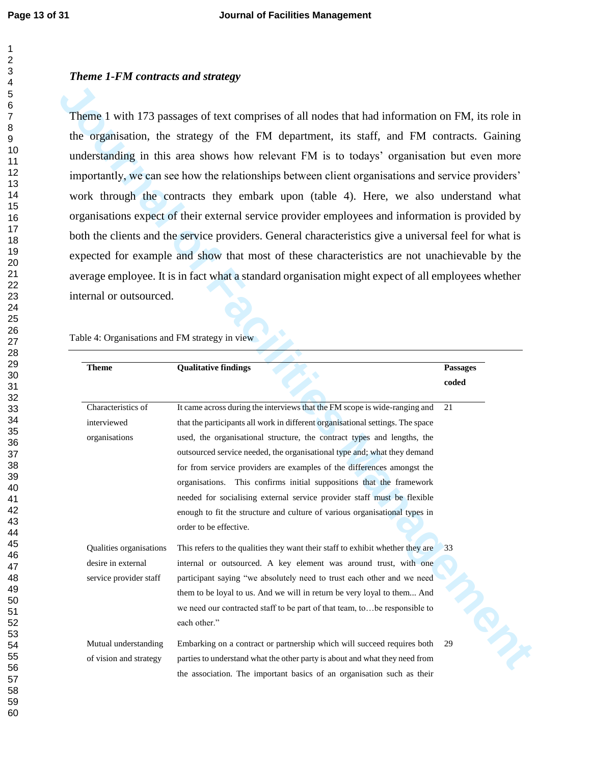### *Theme 1-FM contracts and strategy*

Theme 1 with 173 passages of text comprises of all nodes that had information on FM, its role in the organisation, the strategy of the FM department, its staff, and FM contracts. Gaining understanding in this area shows how relevant FM is to todays' organisation but even more importantly, we can see how the relationships between client organisations and service providers' work through the contracts they embark upon (table 4). Here, we also understand what organisations expect of their external service provider employees and information is provided by both the clients and the service providers. General characteristics give a universal feel for what is expected for example and show that most of these characteristics are not unachievable by the average employee. It is in fact what a standard organisation might expect of all employees whether internal or outsourced.

Table 4: Organisations and FM strategy in view

| Theme | Qualitative findings | Passages coded |
|---|---|---|
| Characteristics of interviewed organisations | It came across during the interviews that the FM scope is wide-ranging and that the participants all work in different organisational settings. The space used, the organisational structure, the contract types and lengths, the outsourced service needed, the organisational type and; what they demand for from service providers are examples of the differences amongst the organisations. This confirms initial suppositions that the framework needed for socialising external service provider staff must be flexible enough to fit the structure and culture of various organisational types in order to be effective. | 21 |
| Qualities organisations desire in external service provider staff | This refers to the qualities they want their staff to exhibit whether they are internal or outsourced. A key element was around trust, with one participant saying "we absolutely need to trust each other and we need them to be loyal to us. And we will in return be very loyal to them... And we need our contracted staff to be part of that team, to…be responsible to each other." | 33 |
| Mutual understanding of vision and strategy | Embarking on a contract or partnership which will succeed requires both parties to understand what the other party is about and what they need from the association. The important basics of an organisation such as their | 29 |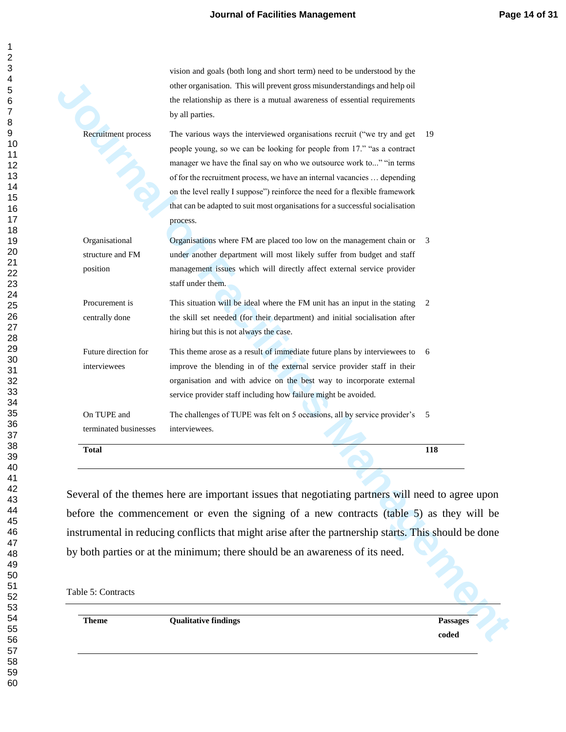| | | |
|---|---|---|
| | vision and goals (both long and short term) need to be understood by the other organisation. This will prevent gross misunderstandings and help oil the relationship as there is a mutual awareness of essential requirements by all parties. | |
| Recruitment process | The various ways the interviewed organisations recruit ("we try and get people young, so we can be looking for people from 17." "as a contract manager we have the final say on who we outsource work to..." "in terms of for the recruitment process, we have an internal vacancies … depending on the level really I suppose") reinforce the need for a flexible framework that can be adapted to suit most organisations for a successful socialisation process. | 19 |
| Organisational structure and FM position | Organisations where FM are placed too low on the management chain or under another department will most likely suffer from budget and staff management issues which will directly affect external service provider staff under them. | 3 |
| Procurement is centrally done | This situation will be ideal where the FM unit has an input in the stating the skill set needed (for their department) and initial socialisation after hiring but this is not always the case. | 2 |
| Future direction for interviewees | This theme arose as a result of immediate future plans by interviewees to improve the blending in of the external service provider staff in their organisation and with advice on the best way to incorporate external service provider staff including how failure might be avoided. | 6 |
| On TUPE and terminated businesses | The challenges of TUPE was felt on 5 occasions, all by service provider's interviewees. | 5 |
| **Total** | | **118** |

Several of the themes here are important issues that negotiating partners will need to agree upon before the commencement or even the signing of a new contracts (table 5) as they will be instrumental in reducing conflicts that might arise after the partnership starts. This should be done by both parties or at the minimum; there should be an awareness of its need.

Table 5: Contracts

| Theme | Qualitative findings | Passages coded |
|---|---|---|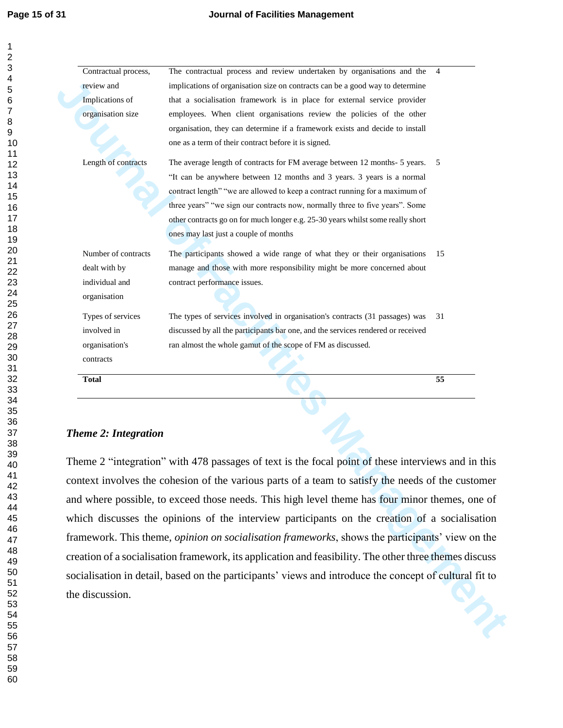| | | |
|---|---|---|
| Contractual process, review and Implications of organisation size | The contractual process and review undertaken by organisations and the implications of organisation size on contracts can be a good way to determine that a socialisation framework is in place for external service provider employees. When client organisations review the policies of the other organisation, they can determine if a framework exists and decide to install one as a term of their contract before it is signed. | 4 |
| Length of contracts | The average length of contracts for FM average between 12 months- 5 years. "It can be anywhere between 12 months and 3 years. 3 years is a normal contract length" "we are allowed to keep a contract running for a maximum of three years" "we sign our contracts now, normally three to five years". Some other contracts go on for much longer e.g. 25-30 years whilst some really short ones may last just a couple of months | 5 |
| Number of contracts dealt with by individual and organisation | The participants showed a wide range of what they or their organisations manage and those with more responsibility might be more concerned about contract performance issues. | 15 |
| Types of services involved in organisation's contracts | The types of services involved in organisation's contracts (31 passages) was discussed by all the participants bar one, and the services rendered or received ran almost the whole gamut of the scope of FM as discussed. | 31 |
| **Total** | | **55** |

### *Theme 2: Integration*

Theme 2 "integration" with 478 passages of text is the focal point of these interviews and in this context involves the cohesion of the various parts of a team to satisfy the needs of the customer and where possible, to exceed those needs. This high level theme has four minor themes, one of which discusses the opinions of the interview participants on the creation of a socialisation framework. This theme, *opinion on socialisation frameworks*, shows the participants' view on the creation of a socialisation framework, its application and feasibility. The other three themes discuss socialisation in detail, based on the participants' views and introduce the concept of cultural fit to the discussion.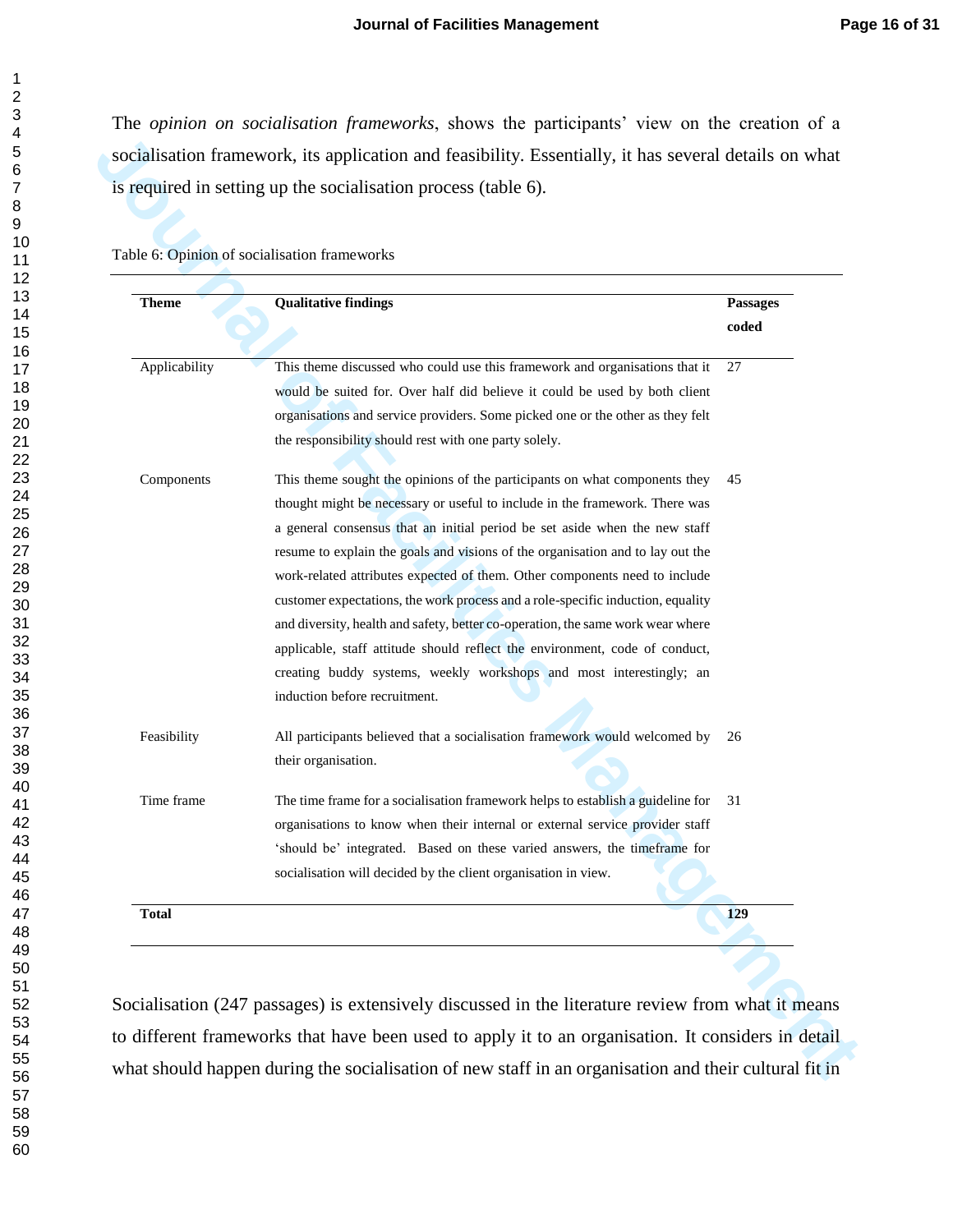The *opinion on socialisation frameworks*, shows the participants' view on the creation of a socialisation framework, its application and feasibility. Essentially, it has several details on what is required in setting up the socialisation process (table 6).

Table 6: Opinion of socialisation frameworks

| **Theme** | **Qualitative findings** | **Passages coded** |
|---|---|---|
| Applicability | This theme discussed who could use this framework and organisations that it would be suited for. Over half did believe it could be used by both client organisations and service providers. Some picked one or the other as they felt the responsibility should rest with one party solely. | 27 |
| Components | This theme sought the opinions of the participants on what components they thought might be necessary or useful to include in the framework. There was a general consensus that an initial period be set aside when the new staff resume to explain the goals and visions of the organisation and to lay out the work-related attributes expected of them. Other components need to include customer expectations, the work process and a role-specific induction, equality and diversity, health and safety, better co-operation, the same work wear where applicable, staff attitude should reflect the environment, code of conduct, creating buddy systems, weekly workshops and most interestingly; an induction before recruitment. | 45 |
| Feasibility | All participants believed that a socialisation framework would welcomed by their organisation. | 26 |
| Time frame | The time frame for a socialisation framework helps to establish a guideline for organisations to know when their internal or external service provider staff 'should be' integrated. Based on these varied answers, the timeframe for socialisation will decided by the client organisation in view. | 31 |
| **Total** | | **129** |

Socialisation (247 passages) is extensively discussed in the literature review from what it means to different frameworks that have been used to apply it to an organisation. It considers in detail what should happen during the socialisation of new staff in an organisation and their cultural fit in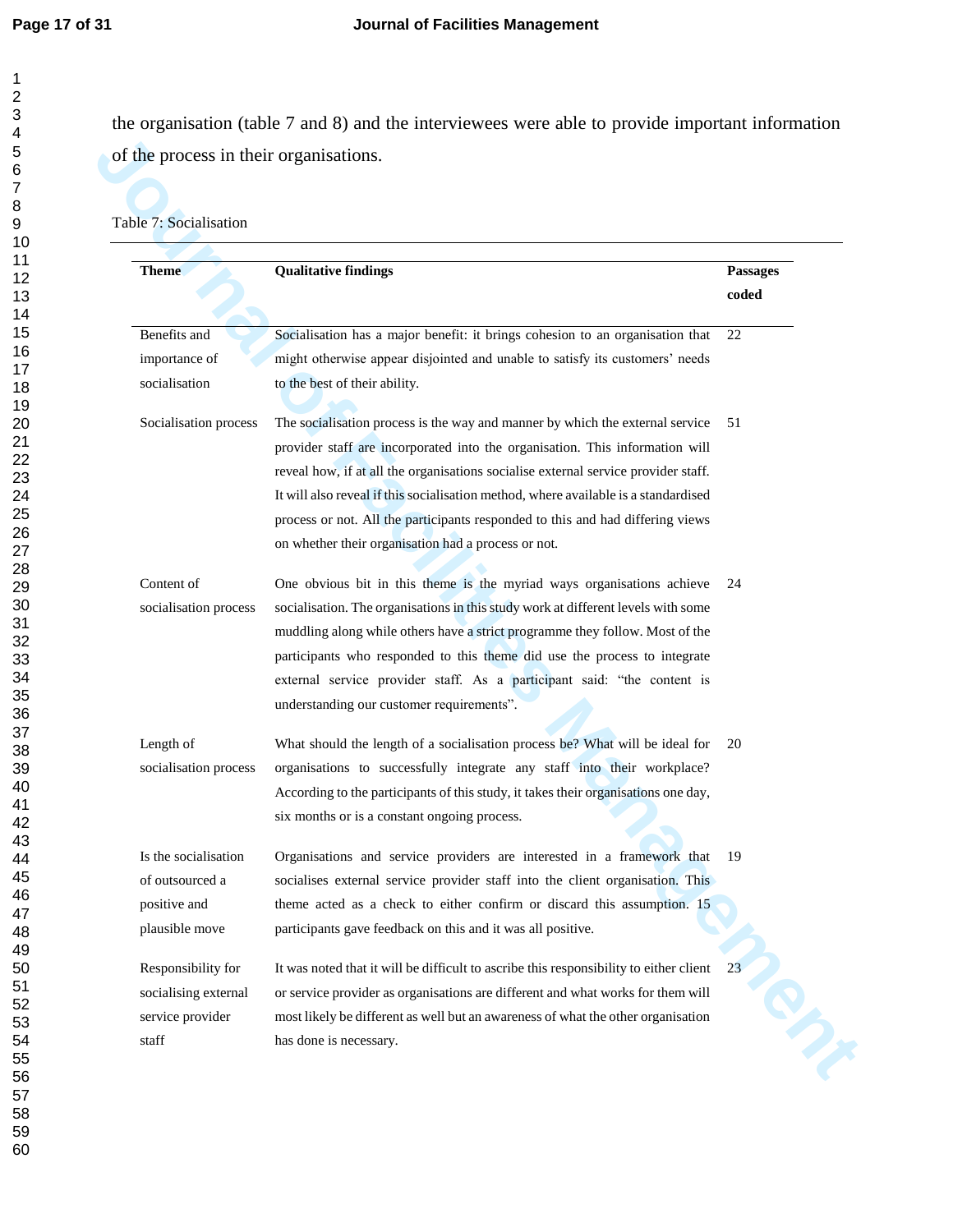the organisation (table 7 and 8) and the interviewees were able to provide important information of the process in their organisations.

Table 7: Socialisation

| Theme | Qualitative findings | Passages coded |
|---|---|---|
| Benefits and importance of socialisation | Socialisation has a major benefit: it brings cohesion to an organisation that might otherwise appear disjointed and unable to satisfy its customers' needs to the best of their ability. | 22 |
| Socialisation process | The socialisation process is the way and manner by which the external service provider staff are incorporated into the organisation. This information will reveal how, if at all the organisations socialise external service provider staff. It will also reveal if this socialisation method, where available is a standardised process or not. All the participants responded to this and had differing views on whether their organisation had a process or not. | 51 |
| Content of socialisation process | One obvious bit in this theme is the myriad ways organisations achieve socialisation. The organisations in this study work at different levels with some muddling along while others have a strict programme they follow. Most of the participants who responded to this theme did use the process to integrate external service provider staff. As a participant said: "the content is understanding our customer requirements". | 24 |
| Length of socialisation process | What should the length of a socialisation process be? What will be ideal for organisations to successfully integrate any staff into their workplace? According to the participants of this study, it takes their organisations one day, six months or is a constant ongoing process. | 20 |
| Is the socialisation of outsourced a positive and plausible move | Organisations and service providers are interested in a framework that socialises external service provider staff into the client organisation. This theme acted as a check to either confirm or discard this assumption. 15 participants gave feedback on this and it was all positive. | 19 |
| Responsibility for socialising external service provider staff | It was noted that it will be difficult to ascribe this responsibility to either client or service provider as organisations are different and what works for them will most likely be different as well but an awareness of what the other organisation has done is necessary. | 23 |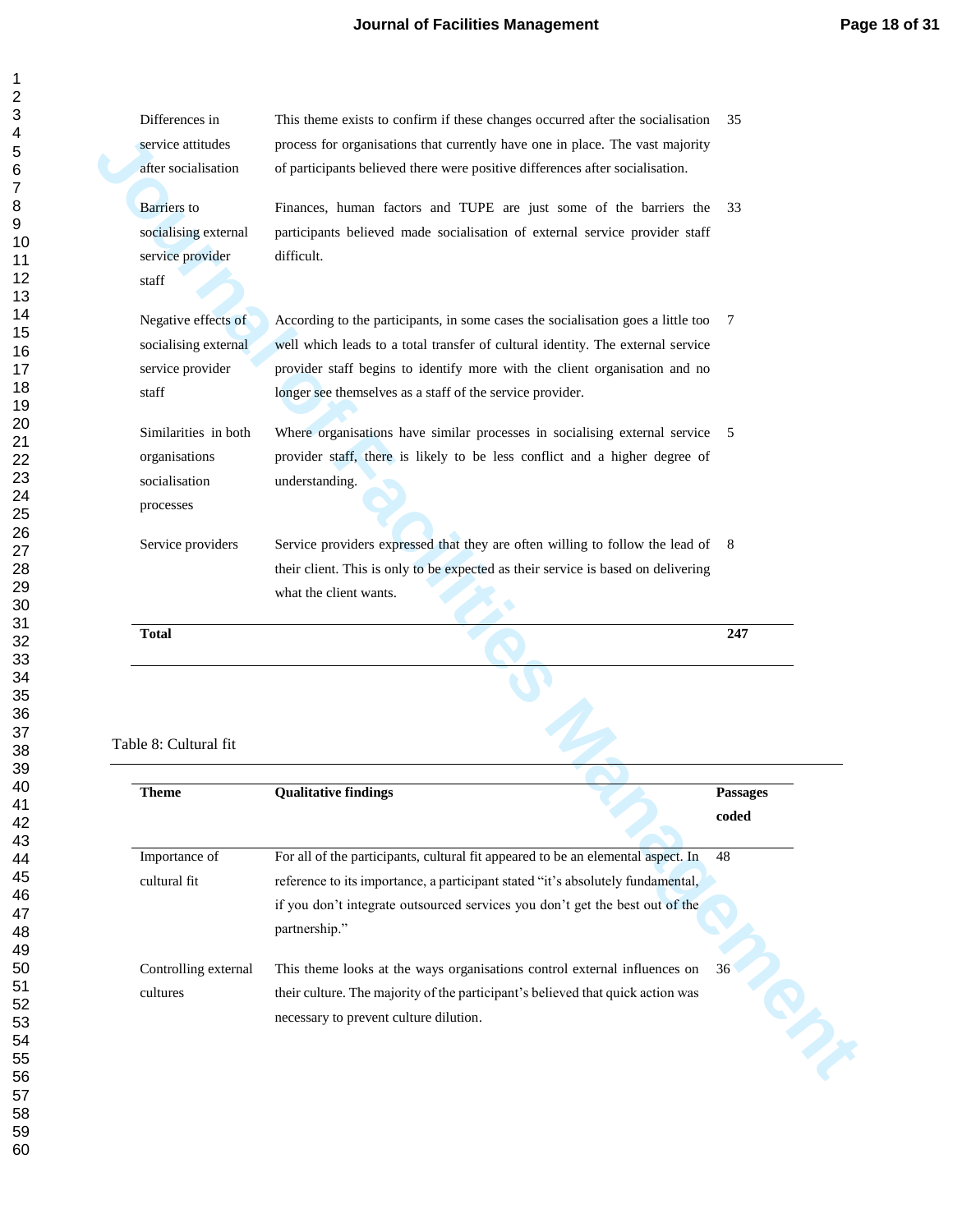| | | |
|---|---|---|
| Differences in service attitudes after socialisation | This theme exists to confirm if these changes occurred after the socialisation process for organisations that currently have one in place. The vast majority of participants believed there were positive differences after socialisation. | 35 |
| Barriers to socialising external service provider staff | Finances, human factors and TUPE are just some of the barriers the participants believed made socialisation of external service provider staff difficult. | 33 |
| Negative effects of socialising external service provider staff | According to the participants, in some cases the socialisation goes a little too well which leads to a total transfer of cultural identity. The external service provider staff begins to identify more with the client organisation and no longer see themselves as a staff of the service provider. | 7 |
| Similarities in both organisations socialisation processes | Where organisations have similar processes in socialising external service provider staff, there is likely to be less conflict and a higher degree of understanding. | 5 |
| Service providers | Service providers expressed that they are often willing to follow the lead of their client. This is only to be expected as their service is based on delivering what the client wants. | 8 |
| **Total** | | **247** |

Table 8: Cultural fit

| **Theme** | **Qualitative findings** | **Passages coded** |
|---|---|---|
| Importance of cultural fit | For all of the participants, cultural fit appeared to be an elemental aspect. In reference to its importance, a participant stated "it's absolutely fundamental, if you don't integrate outsourced services you don't get the best out of the partnership." | 48 |
| Controlling external cultures | This theme looks at the ways organisations control external influences on their culture. The majority of the participant's believed that quick action was necessary to prevent culture dilution. | 36 |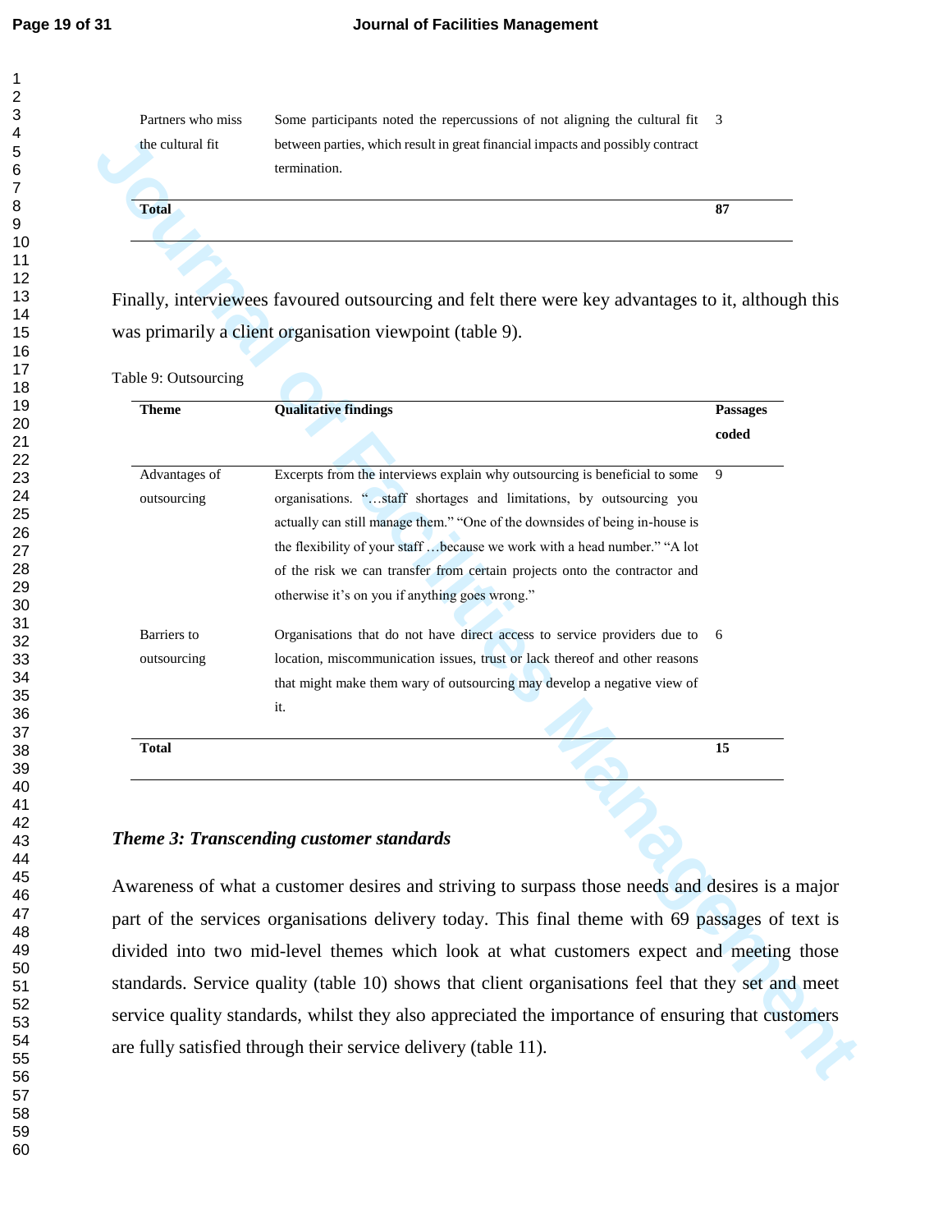| Partners who miss the cultural fit | Some participants noted the repercussions of not aligning the cultural fit between parties, which result in great financial impacts and possibly contract termination. | 3 |
|---|---|---|
| **Total** | | **87** |

Finally, interviewees favoured outsourcing and felt there were key advantages to it, although this was primarily a client organisation viewpoint (table 9).

Table 9: Outsourcing

| Theme | Qualitative findings | Passages coded |
|---|---|---|
| Advantages of outsourcing | Excerpts from the interviews explain why outsourcing is beneficial to some organisations. "…staff shortages and limitations, by outsourcing you actually can still manage them." "One of the downsides of being in-house is the flexibility of your staff …because we work with a head number." "A lot of the risk we can transfer from certain projects onto the contractor and otherwise it's on you if anything goes wrong." | 9 |
| Barriers to outsourcing | Organisations that do not have direct access to service providers due to location, miscommunication issues, trust or lack thereof and other reasons that might make them wary of outsourcing may develop a negative view of it. | 6 |
| **Total** | | **15** |

### *Theme 3: Transcending customer standards*

Awareness of what a customer desires and striving to surpass those needs and desires is a major part of the services organisations delivery today. This final theme with 69 passages of text is divided into two mid-level themes which look at what customers expect and meeting those standards. Service quality (table 10) shows that client organisations feel that they set and meet service quality standards, whilst they also appreciated the importance of ensuring that customers are fully satisfied through their service delivery (table 11).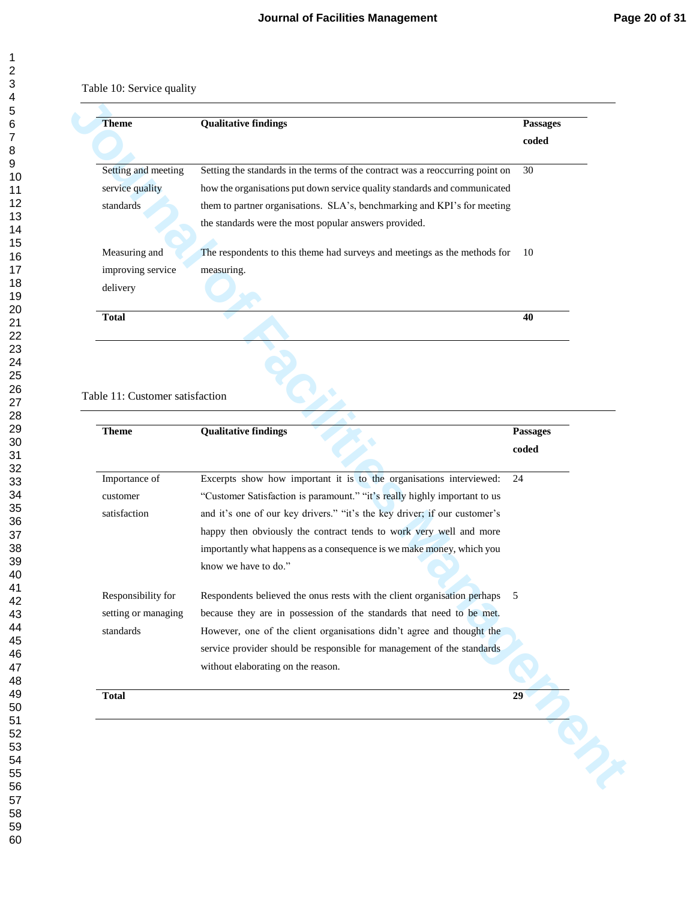Table 10: Service quality

| Theme | Qualitative findings | Passages coded |
|---|---|---|
| Setting and meeting service quality standards | Setting the standards in the terms of the contract was a reoccurring point on how the organisations put down service quality standards and communicated them to partner organisations. SLA's, benchmarking and KPI's for meeting the standards were the most popular answers provided. | 30 |
| Measuring and improving service delivery | The respondents to this theme had surveys and meetings as the methods for measuring. | 10 |
| **Total** | | **40** |

Table 11: Customer satisfaction

| Theme | Qualitative findings | Passages coded |
|---|---|---|
| Importance of customer satisfaction | Excerpts show how important it is to the organisations interviewed: "Customer Satisfaction is paramount." "it's really highly important to us and it's one of our key drivers." "it's the key driver; if our customer's happy then obviously the contract tends to work very well and more importantly what happens as a consequence is we make money, which you know we have to do." | 24 |
| Responsibility for setting or managing standards | Respondents believed the onus rests with the client organisation perhaps because they are in possession of the standards that need to be met. However, one of the client organisations didn't agree and thought the service provider should be responsible for management of the standards without elaborating on the reason. | 5 |
| **Total** | | **29** |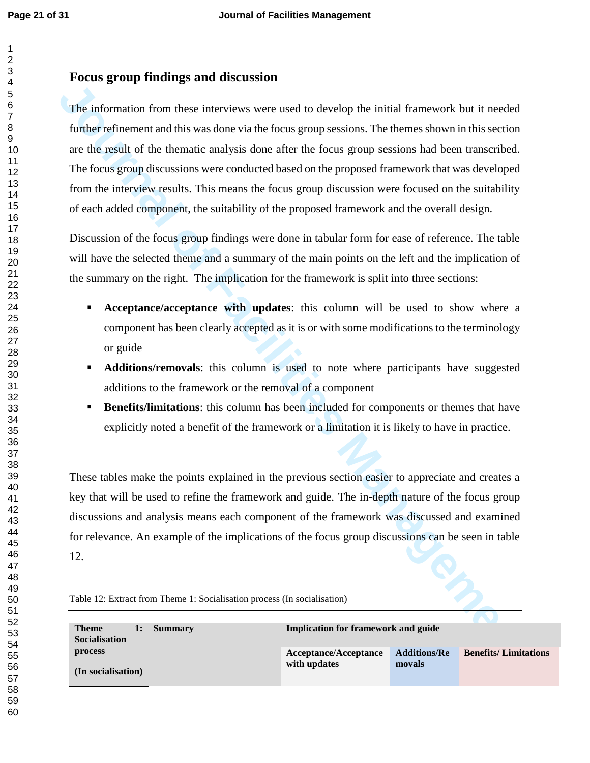## Focus group findings and discussion

The information from these interviews were used to develop the initial framework but it needed further refinement and this was done via the focus group sessions. The themes shown in this section are the result of the thematic analysis done after the focus group sessions had been transcribed. The focus group discussions were conducted based on the proposed framework that was developed from the interview results. This means the focus group discussion were focused on the suitability of each added component, the suitability of the proposed framework and the overall design.

Discussion of the focus group findings were done in tabular form for ease of reference. The table will have the selected theme and a summary of the main points on the left and the implication of the summary on the right. The implication for the framework is split into three sections:

- **Acceptance/acceptance with updates**: this column will be used to show where a component has been clearly accepted as it is or with some modifications to the terminology or guide
- **Additions/removals**: this column is used to note where participants have suggested additions to the framework or the removal of a component
- **Benefits/limitations**: this column has been included for components or themes that have explicitly noted a benefit of the framework or a limitation it is likely to have in practice.

These tables make the points explained in the previous section easier to appreciate and creates a key that will be used to refine the framework and guide. The in-depth nature of the focus group discussions and analysis means each component of the framework was discussed and examined for relevance. An example of the implications of the focus group discussions can be seen in table 12.

Table 12: Extract from Theme 1: Socialisation process (In socialisation)

| **Theme 1: Socialisation process (In socialisation)** | **Summary** | **Implication for framework and guide** | | |
|---|---|---|---|---|
| | | **Acceptance/Acceptance with updates** | **Additions/Removals** | **Benefits/ Limitations** |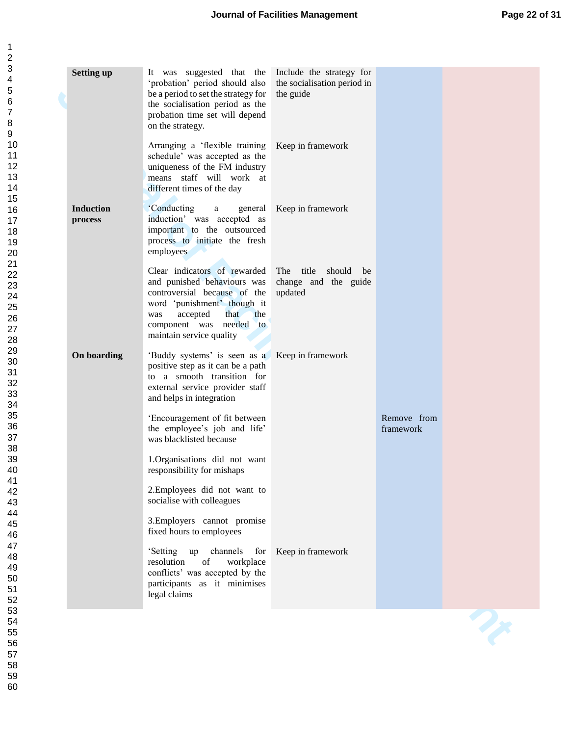| | | | | |
|---|---|---|---|---|
| **Setting up** | It was suggested that the 'probation' period should also be a period to set the strategy for the socialisation period as the probation time set will depend on the strategy. | Include the strategy for the socialisation period in the guide | | |
| | Arranging a 'flexible training schedule' was accepted as the uniqueness of the FM industry means staff will work at different times of the day | Keep in framework | | |
| **Induction process** | 'Conducting a general induction' was accepted as important to the outsourced process to initiate the fresh employees | Keep in framework | | |
| | Clear indicators of rewarded and punished behaviours was controversial because of the word 'punishment' though it was accepted that the component was needed to maintain service quality | The title should be change and the guide updated | | |
| **On boarding** | 'Buddy systems' is seen as a positive step as it can be a path to a smooth transition for external service provider staff and helps in integration | Keep in framework | | |
| | 'Encouragement of fit between the employee's job and life' was blacklisted because<br><br>1.Organisations did not want responsibility for mishaps<br><br>2.Employees did not want to socialise with colleagues<br><br>3.Employers cannot promise fixed hours to employees | | Remove from framework | |
| | 'Setting up channels for resolution of workplace conflicts' was accepted by the participants as it minimises legal claims | Keep in framework | | |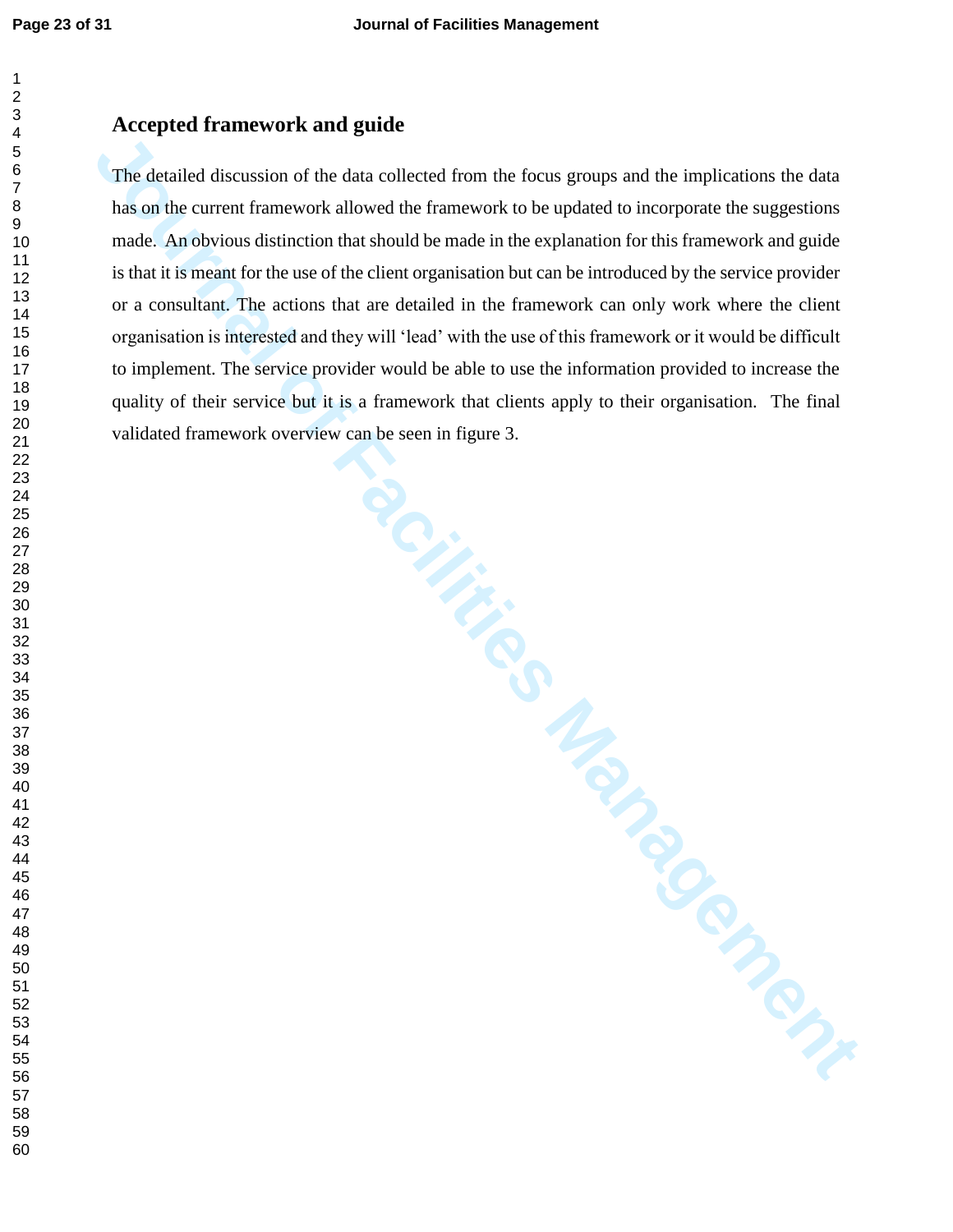## Accepted framework and guide

The detailed discussion of the data collected from the focus groups and the implications the data has on the current framework allowed the framework to be updated to incorporate the suggestions made. An obvious distinction that should be made in the explanation for this framework and guide is that it is meant for the use of the client organisation but can be introduced by the service provider or a consultant. The actions that are detailed in the framework can only work where the client organisation is interested and they will 'lead' with the use of this framework or it would be difficult to implement. The service provider would be able to use the information provided to increase the quality of their service but it is a framework that clients apply to their organisation. The final validated framework overview can be seen in figure 3.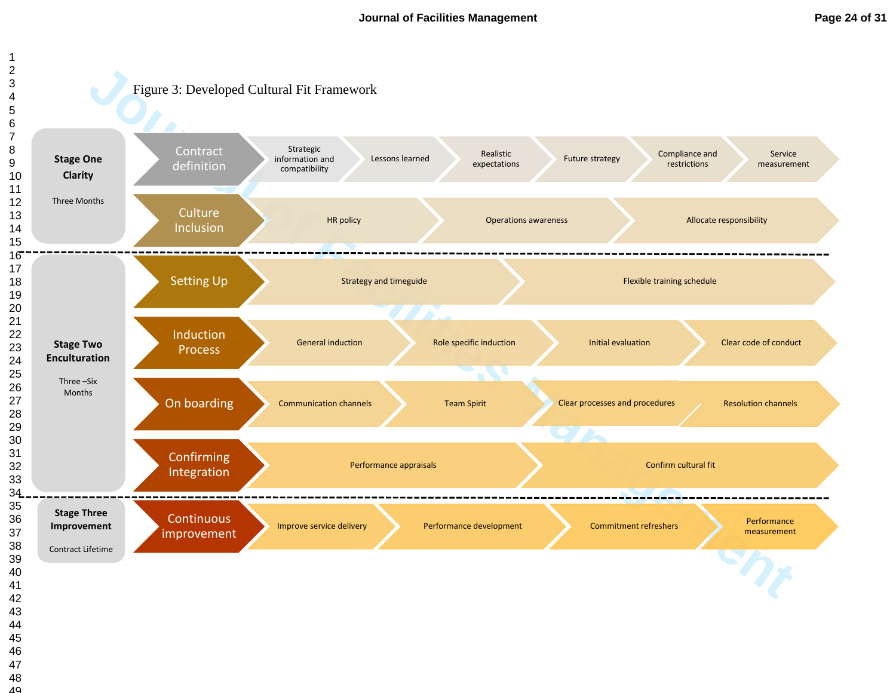Figure 3: Developed Cultural Fit Framework

| Stage | Phase | Elements |
| --- | --- | --- |
| **Stage One Clarity** (Three Months) | Contract definition | Strategic information and compatibility; Lessons learned; Realistic expectations; Future strategy; Compliance and restrictions; Service measurement |
| | Culture Inclusion | HR policy; Operations awareness; Allocate responsibility |
| **Stage Two Enculturation** (Three –Six Months) | Setting Up | Strategy and timeguide; Flexible training schedule |
| | Induction Process | General induction; Role specific induction; Initial evaluation; Clear code of conduct |
| | On boarding | Communication channels; Team Spirit; Clear processes and procedures; Resolution channels |
| | Confirming Integration | Performance appraisals; Confirm cultural fit |
| **Stage Three Improvement** (Contract Lifetime) | Continuous improvement | Improve service delivery; Performance development; Commitment refreshers; Performance measurement |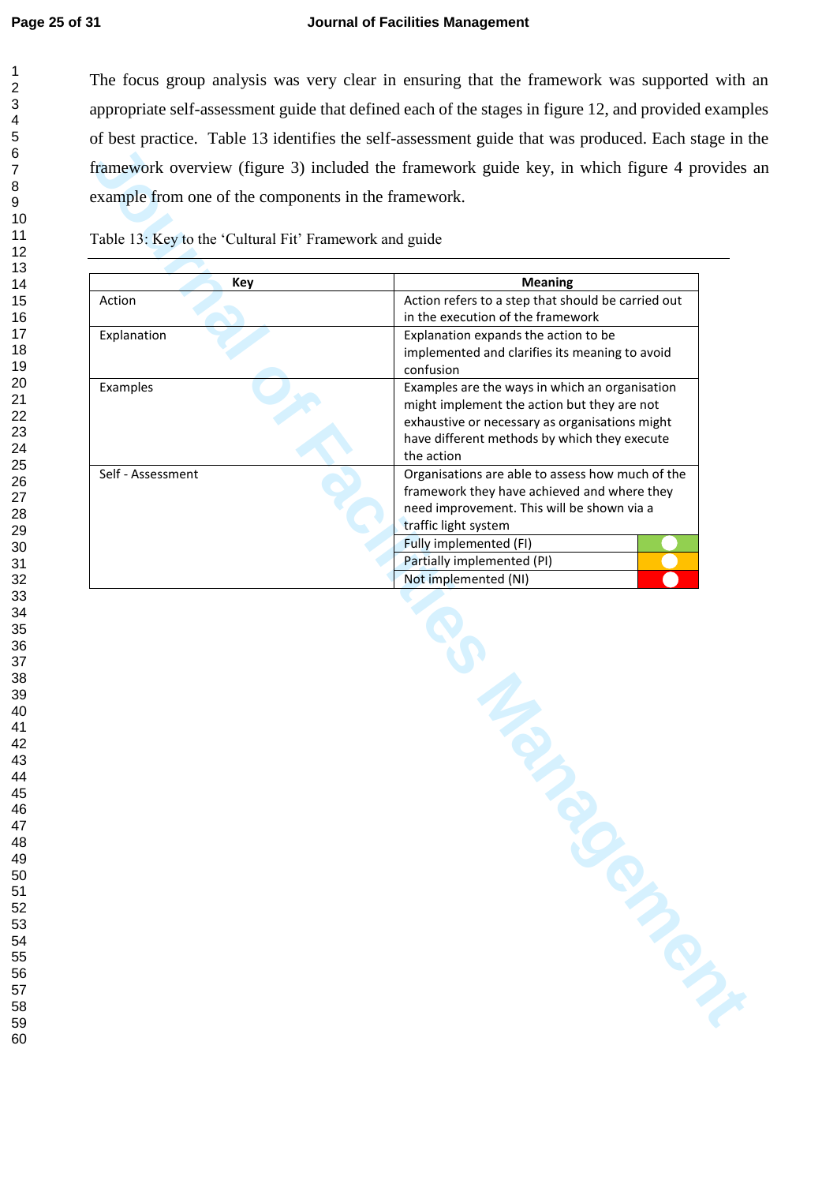The focus group analysis was very clear in ensuring that the framework was supported with an appropriate self-assessment guide that defined each of the stages in figure 12, and provided examples of best practice. Table 13 identifies the self-assessment guide that was produced. Each stage in the framework overview (figure 3) included the framework guide key, in which figure 4 provides an example from one of the components in the framework.

Table 13: Key to the 'Cultural Fit' Framework and guide

| Key | Meaning | |
|---|---|---|
| Action | Action refers to a step that should be carried out in the execution of the framework | |
| Explanation | Explanation expands the action to be implemented and clarifies its meaning to avoid confusion | |
| Examples | Examples are the ways in which an organisation might implement the action but they are not exhaustive or necessary as organisations might have different methods by which they execute the action | |
| Self - Assessment | Organisations are able to assess how much of the framework they have achieved and where they need improvement. This will be shown via a traffic light system | |
| | Fully implemented (FI) | Green |
| | Partially implemented (PI) | Amber |
| | Not implemented (NI) | Red |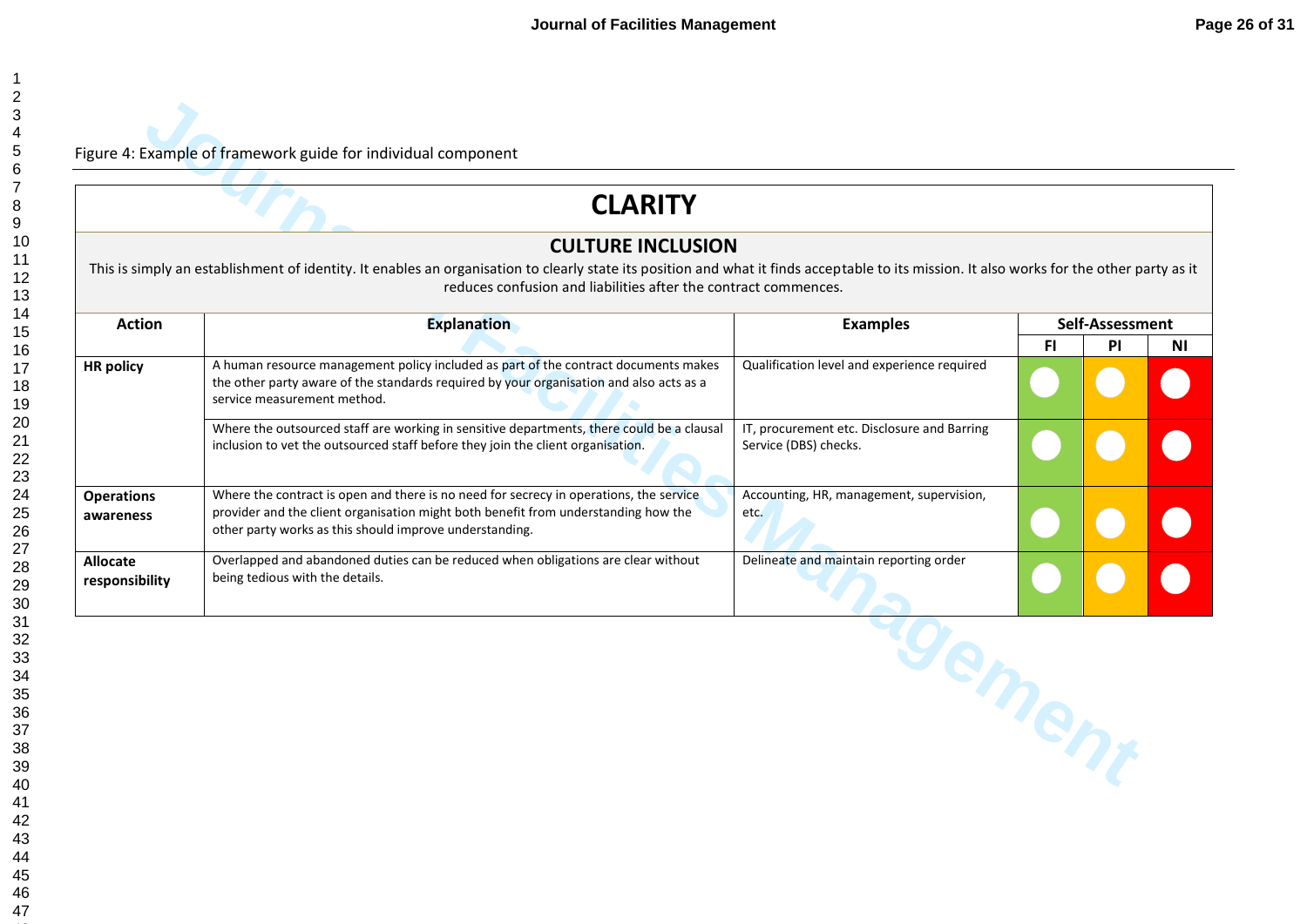Figure 4: Example of framework guide for individual component

| CLARITY | | | | | |
|---|---|---|---|---|---|
| **CULTURE INCLUSION** This is simply an establishment of identity. It enables an organisation to clearly state its position and what it finds acceptable to its mission. It also works for the other party as it reduces confusion and liabilities after the contract commences. | | | | | |
| **Action** | **Explanation** | **Examples** | **Self-Assessment** | | |
| | | | **FI** | **PI** | **NI** |
| **HR policy** | A human resource management policy included as part of the contract documents makes the other party aware of the standards required by your organisation and also acts as a service measurement method. | Qualification level and experience required | | | |
| | Where the outsourced staff are working in sensitive departments, there could be a clausal inclusion to vet the outsourced staff before they join the client organisation. | IT, procurement etc. Disclosure and Barring Service (DBS) checks. | | | |
| **Operations awareness** | Where the contract is open and there is no need for secrecy in operations, the service provider and the client organisation might both benefit from understanding how the other party works as this should improve understanding. | Accounting, HR, management, supervision, etc. | | | |
| **Allocate responsibility** | Overlapped and abandoned duties can be reduced when obligations are clear without being tedious with the details. | Delineate and maintain reporting order | | | |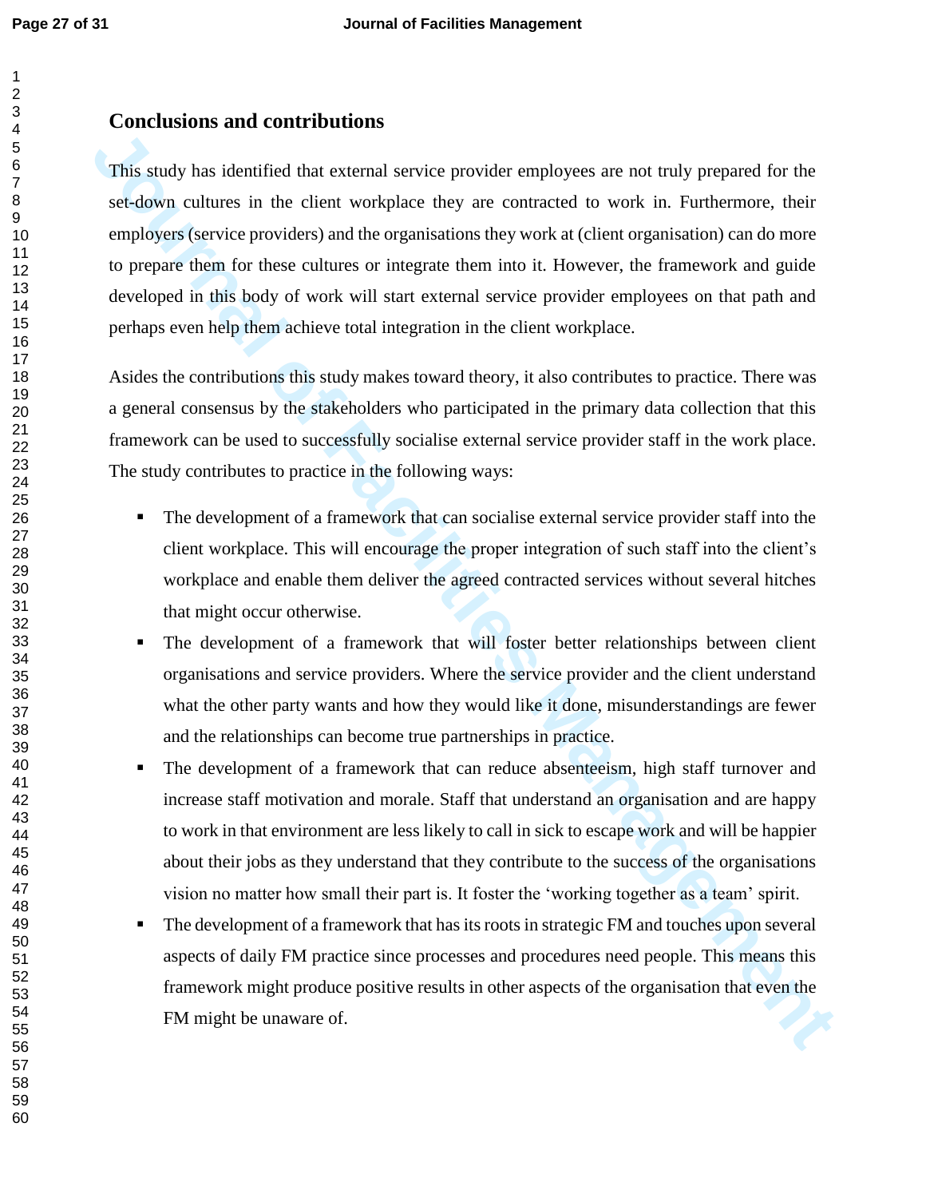## Conclusions and contributions

This study has identified that external service provider employees are not truly prepared for the set-down cultures in the client workplace they are contracted to work in. Furthermore, their employers (service providers) and the organisations they work at (client organisation) can do more to prepare them for these cultures or integrate them into it. However, the framework and guide developed in this body of work will start external service provider employees on that path and perhaps even help them achieve total integration in the client workplace.

Asides the contributions this study makes toward theory, it also contributes to practice. There was a general consensus by the stakeholders who participated in the primary data collection that this framework can be used to successfully socialise external service provider staff in the work place. The study contributes to practice in the following ways:

- The development of a framework that can socialise external service provider staff into the client workplace. This will encourage the proper integration of such staff into the client's workplace and enable them deliver the agreed contracted services without several hitches that might occur otherwise.
- The development of a framework that will foster better relationships between client organisations and service providers. Where the service provider and the client understand what the other party wants and how they would like it done, misunderstandings are fewer and the relationships can become true partnerships in practice.
- The development of a framework that can reduce absenteeism, high staff turnover and increase staff motivation and morale. Staff that understand an organisation and are happy to work in that environment are less likely to call in sick to escape work and will be happier about their jobs as they understand that they contribute to the success of the organisations vision no matter how small their part is. It foster the 'working together as a team' spirit.
- The development of a framework that has its roots in strategic FM and touches upon several aspects of daily FM practice since processes and procedures need people. This means this framework might produce positive results in other aspects of the organisation that even the FM might be unaware of.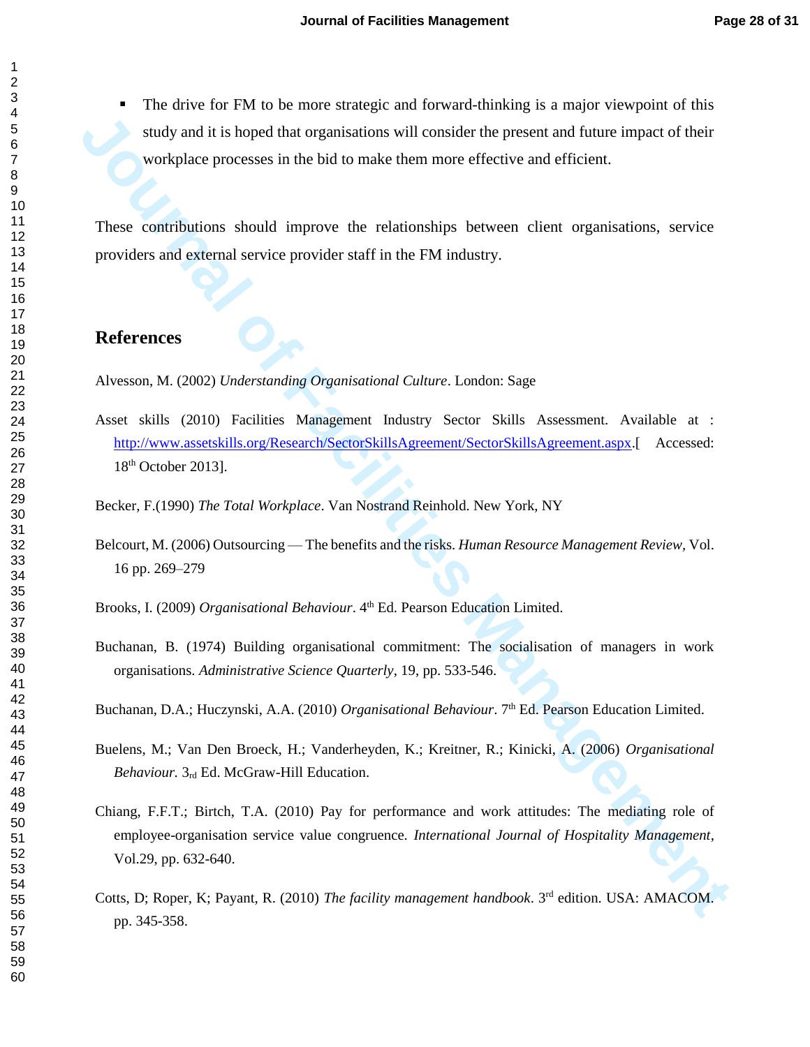- The drive for FM to be more strategic and forward-thinking is a major viewpoint of this study and it is hoped that organisations will consider the present and future impact of their workplace processes in the bid to make them more effective and efficient.

These contributions should improve the relationships between client organisations, service providers and external service provider staff in the FM industry.

## References

Alvesson, M. (2002) *Understanding Organisational Culture*. London: Sage

Asset skills (2010) Facilities Management Industry Sector Skills Assessment. Available at : http://www.assetskills.org/Research/SectorSkillsAgreement/SectorSkillsAgreement.aspx.[ Accessed: 18th October 2013].

Becker, F.(1990) *The Total Workplace*. Van Nostrand Reinhold. New York, NY

Belcourt, M. (2006) Outsourcing — The benefits and the risks. *Human Resource Management Review*, Vol. 16 pp. 269–279

Brooks, I. (2009) *Organisational Behaviour*. 4th Ed. Pearson Education Limited.

Buchanan, B. (1974) Building organisational commitment: The socialisation of managers in work organisations. *Administrative Science Quarterly*, 19, pp. 533-546.

Buchanan, D.A.; Huczynski, A.A. (2010) *Organisational Behaviour*. 7th Ed. Pearson Education Limited.

Buelens, M.; Van Den Broeck, H.; Vanderheyden, K.; Kreitner, R.; Kinicki, A. (2006) *Organisational Behaviour.* 3rd Ed. McGraw-Hill Education.

Chiang, F.F.T.; Birtch, T.A. (2010) Pay for performance and work attitudes: The mediating role of employee-organisation service value congruence. *International Journal of Hospitality Management*, Vol.29, pp. 632-640.

Cotts, D; Roper, K; Payant, R. (2010) *The facility management handbook*. 3rd edition. USA: AMACOM. pp. 345-358.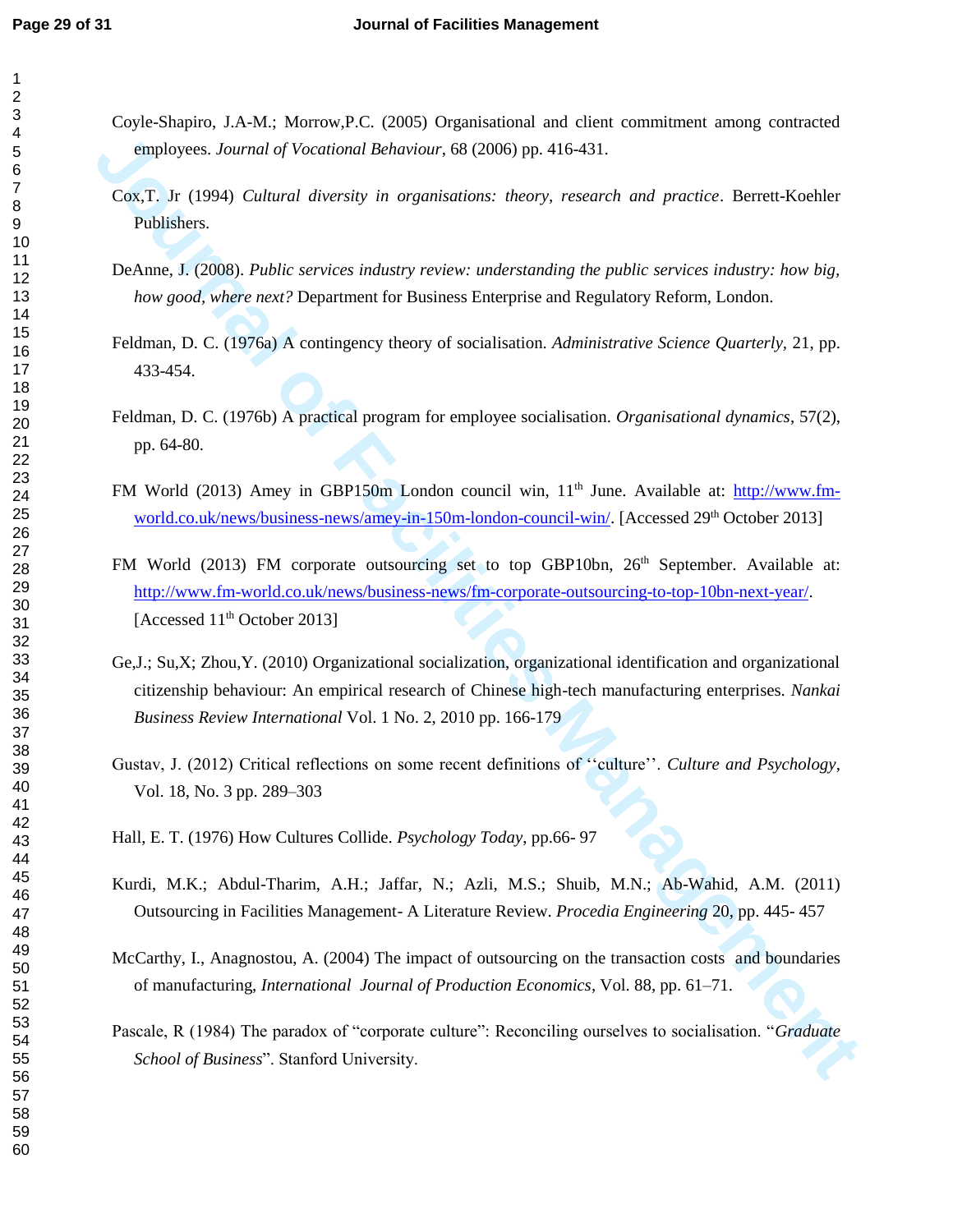Coyle-Shapiro, J.A-M.; Morrow,P.C. (2005) Organisational and client commitment among contracted employees. *Journal of Vocational Behaviour*, 68 (2006) pp. 416-431.

Cox,T. Jr (1994) *Cultural diversity in organisations: theory, research and practice*. Berrett-Koehler Publishers.

DeAnne, J. (2008). *Public services industry review: understanding the public services industry: how big, how good, where next?* Department for Business Enterprise and Regulatory Reform, London.

Feldman, D. C. (1976a) A contingency theory of socialisation. *Administrative Science Quarterly*, 21, pp. 433-454.

Feldman, D. C. (1976b) A practical program for employee socialisation. *Organisational dynamics*, 57(2), pp. 64-80.

FM World (2013) Amey in GBP150m London council win, 11th June. Available at: http://www.fm-world.co.uk/news/business-news/amey-in-150m-london-council-win/. [Accessed 29th October 2013]

FM World (2013) FM corporate outsourcing set to top GBP10bn, 26th September. Available at: http://www.fm-world.co.uk/news/business-news/fm-corporate-outsourcing-to-top-10bn-next-year/. [Accessed 11th October 2013]

Ge,J.; Su,X; Zhou,Y. (2010) Organizational socialization, organizational identification and organizational citizenship behaviour: An empirical research of Chinese high-tech manufacturing enterprises. *Nankai Business Review International* Vol. 1 No. 2, 2010 pp. 166-179

Gustav, J. (2012) Critical reflections on some recent definitions of ''culture''. *Culture and Psychology*, Vol. 18, No. 3 pp. 289–303

Hall, E. T. (1976) How Cultures Collide. *Psychology Today*, pp.66- 97

Kurdi, M.K.; Abdul-Tharim, A.H.; Jaffar, N.; Azli, M.S.; Shuib, M.N.; Ab-Wahid, A.M. (2011) Outsourcing in Facilities Management- A Literature Review. *Procedia Engineering* 20, pp. 445- 457

McCarthy, I., Anagnostou, A. (2004) The impact of outsourcing on the transaction costs and boundaries of manufacturing, *International Journal of Production Economics*, Vol. 88, pp. 61–71.

Pascale, R (1984) The paradox of "corporate culture": Reconciling ourselves to socialisation. "*Graduate School of Business*". Stanford University.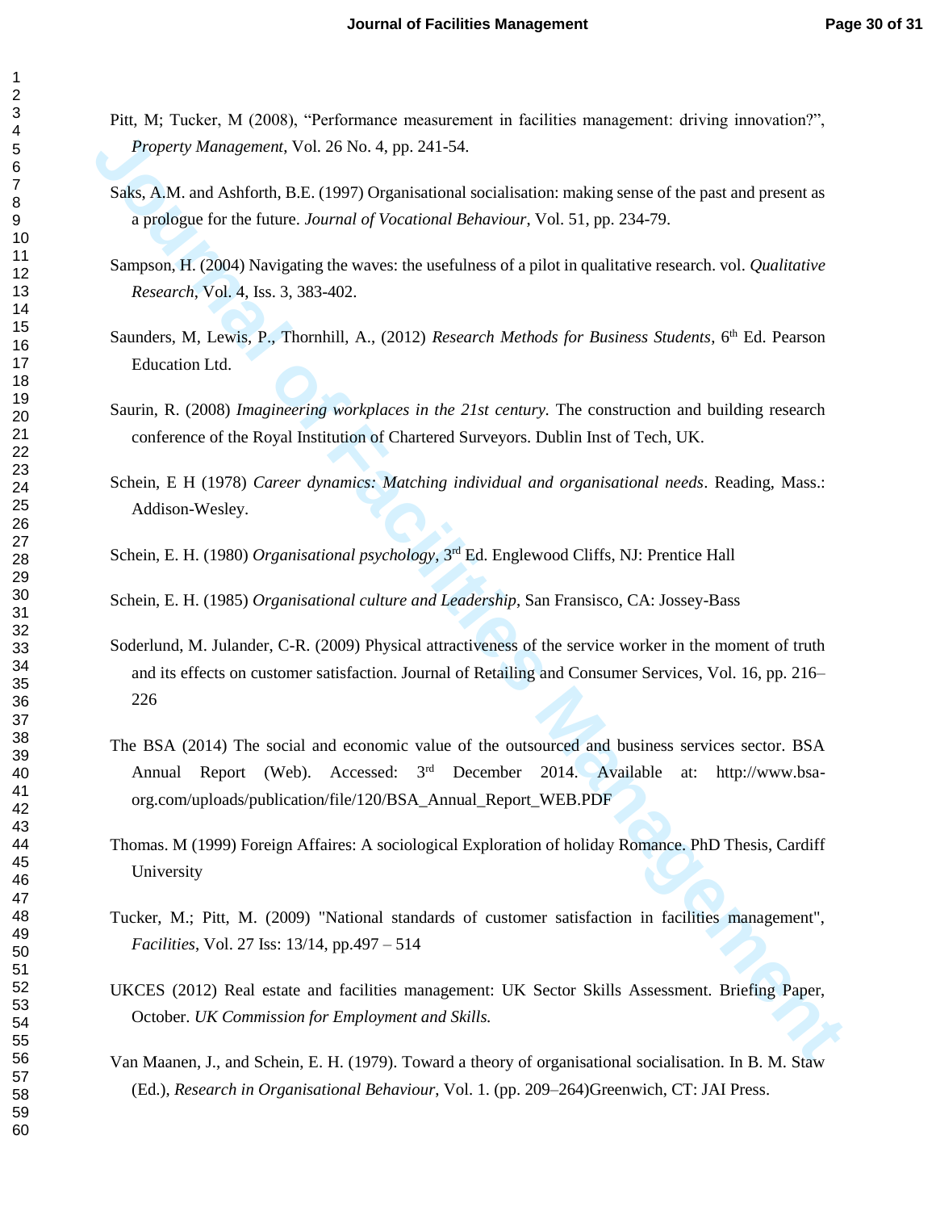Pitt, M; Tucker, M (2008), "Performance measurement in facilities management: driving innovation?", *Property Management*, Vol. 26 No. 4, pp. 241-54.

Saks, A.M. and Ashforth, B.E. (1997) Organisational socialisation: making sense of the past and present as a prologue for the future. *Journal of Vocational Behaviour*, Vol. 51, pp. 234-79.

Sampson, H. (2004) Navigating the waves: the usefulness of a pilot in qualitative research. vol. *Qualitative Research*, Vol. 4, Iss. 3, 383-402.

Saunders, M, Lewis, P., Thornhill, A., (2012) *Research Methods for Business Students*, 6th Ed. Pearson Education Ltd.

Saurin, R. (2008) *Imagineering workplaces in the 21st century.* The construction and building research conference of the Royal Institution of Chartered Surveyors. Dublin Inst of Tech, UK.

Schein, E H (1978) *Career dynamics: Matching individual and organisational needs*. Reading, Mass.: Addison-Wesley.

Schein, E. H. (1980) *Organisational psychology*, 3rd Ed. Englewood Cliffs, NJ: Prentice Hall

Schein, E. H. (1985) *Organisational culture and Leadership*, San Fransisco, CA: Jossey-Bass

Soderlund, M. Julander, C-R. (2009) Physical attractiveness of the service worker in the moment of truth and its effects on customer satisfaction. Journal of Retailing and Consumer Services, Vol. 16, pp. 216–226

The BSA (2014) The social and economic value of the outsourced and business services sector. BSA Annual Report (Web). Accessed: 3rd December 2014. Available at: http://www.bsa-org.com/uploads/publication/file/120/BSA_Annual_Report_WEB.PDF

Thomas. M (1999) Foreign Affaires: A sociological Exploration of holiday Romance. PhD Thesis, Cardiff University

Tucker, M.; Pitt, M. (2009) "National standards of customer satisfaction in facilities management", *Facilities*, Vol. 27 Iss: 13/14, pp.497 – 514

UKCES (2012) Real estate and facilities management: UK Sector Skills Assessment. Briefing Paper, October. *UK Commission for Employment and Skills.*

Van Maanen, J., and Schein, E. H. (1979). Toward a theory of organisational socialisation. In B. M. Staw (Ed.), *Research in Organisational Behaviour*, Vol. 1. (pp. 209–264)Greenwich, CT: JAI Press.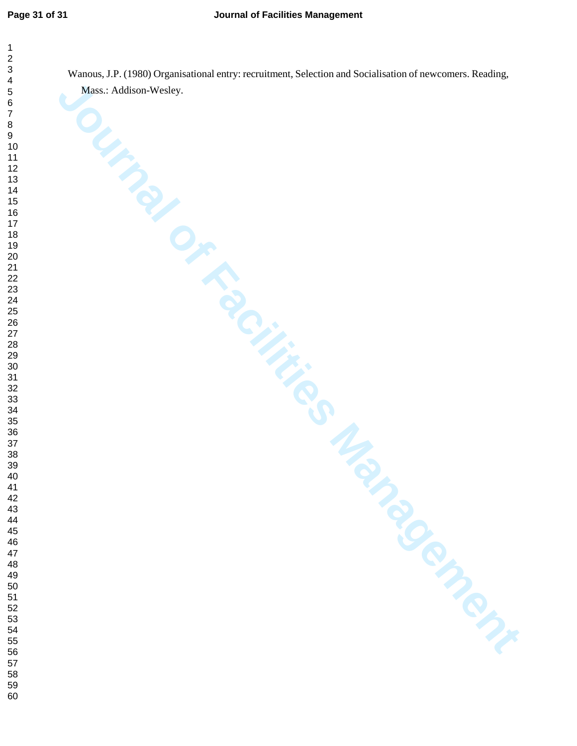Wanous, J.P. (1980) Organisational entry: recruitment, Selection and Socialisation of newcomers. Reading, Mass.: Addison-Wesley.